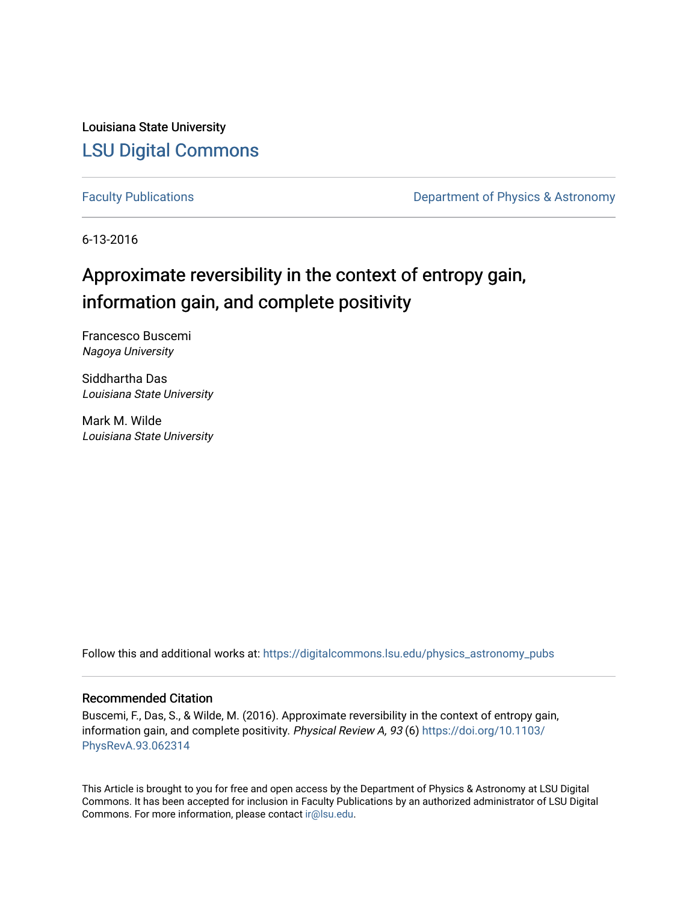Louisiana State University

## LSU Digital Commons

Faculty Publications | Department of Physics & Astronomy

6-13-2016

# Approximate reversibility in the context of entropy gain, information gain, and complete positivity

Francesco Buscemi
*Nagoya University*

Siddhartha Das
*Louisiana State University*

Mark M. Wilde
*Louisiana State University*

Follow this and additional works at: https://digitalcommons.lsu.edu/physics_astronomy_pubs

### Recommended Citation

Buscemi, F., Das, S., & Wilde, M. (2016). Approximate reversibility in the context of entropy gain, information gain, and complete positivity. *Physical Review A, 93* (6) https://doi.org/10.1103/PhysRevA.93.062314

This Article is brought to you for free and open access by the Department of Physics & Astronomy at LSU Digital Commons. It has been accepted for inclusion in Faculty Publications by an authorized administrator of LSU Digital Commons. For more information, please contact ir@lsu.edu.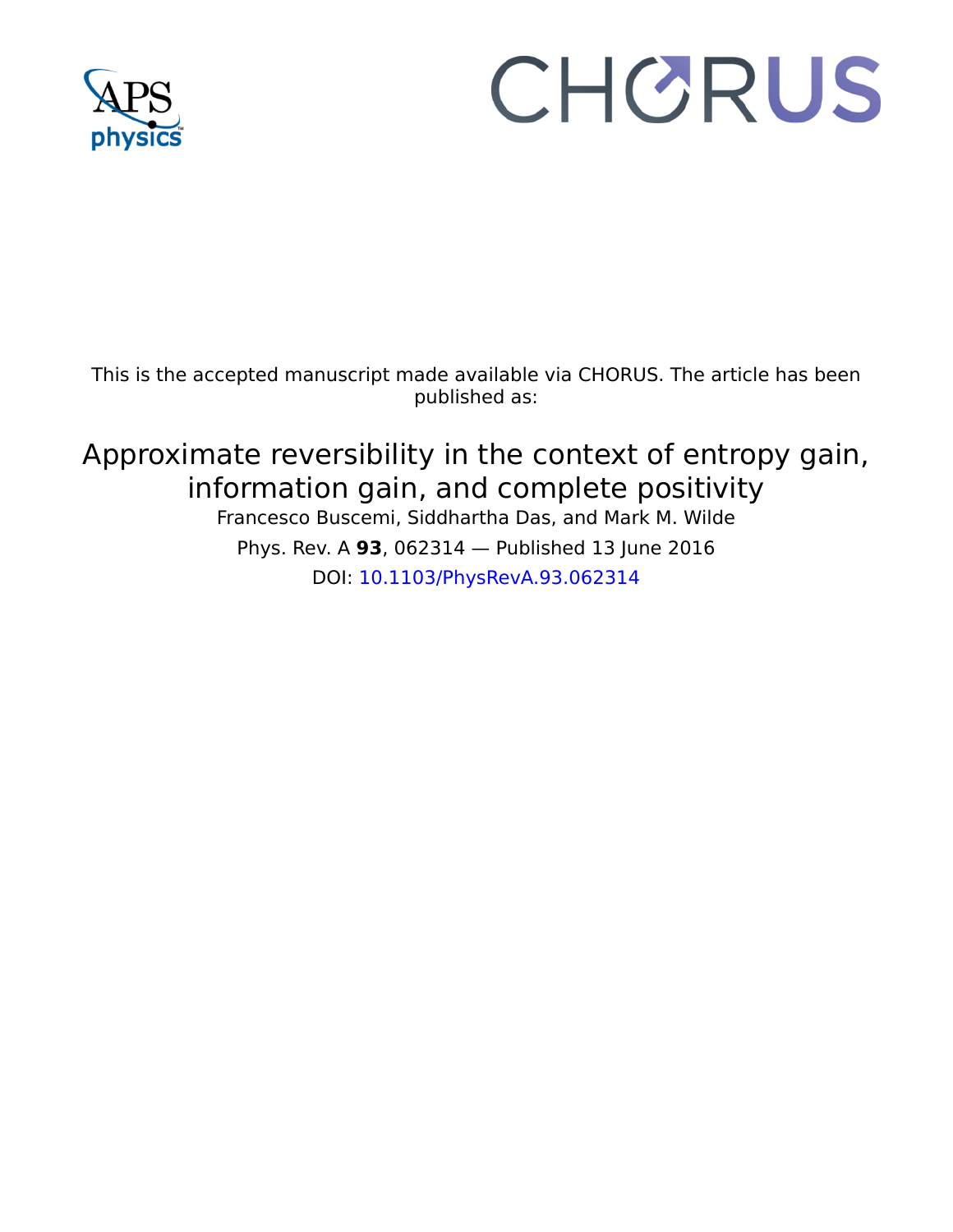This is the accepted manuscript made available via CHORUS. The article has been published as:

# Approximate reversibility in the context of entropy gain, information gain, and complete positivity

Francesco Buscemi, Siddhartha Das, and Mark M. Wilde

Phys. Rev. A **93**, 062314 — Published 13 June 2016

DOI: 10.1103/PhysRevA.93.062314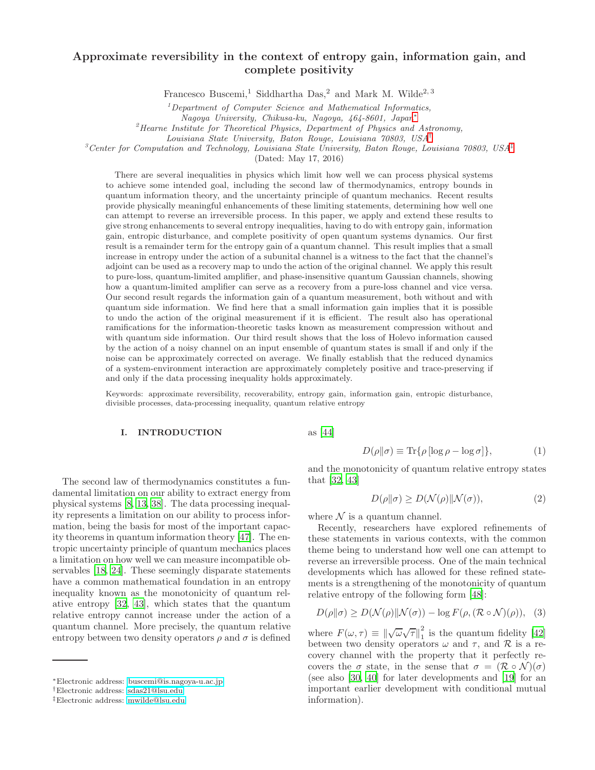# Approximate reversibility in the context of entropy gain, information gain, and complete positivity

Francesco Buscemi,[1] Siddhartha Das,[2] and Mark M. Wilde[2,3]

[1]*Department of Computer Science and Mathematical Informatics, Nagoya University, Chikusa-ku, Nagoya, 464-8601, Japan*[∗]

[2]*Hearne Institute for Theoretical Physics, Department of Physics and Astronomy, Louisiana State University, Baton Rouge, Louisiana 70803, USA*[†]

[3]*Center for Computation and Technology, Louisiana State University, Baton Rouge, Louisiana 70803, USA*[‡]

(Dated: May 17, 2016)

There are several inequalities in physics which limit how well we can process physical systems to achieve some intended goal, including the second law of thermodynamics, entropy bounds in quantum information theory, and the uncertainty principle of quantum mechanics. Recent results provide physically meaningful enhancements of these limiting statements, determining how well one can attempt to reverse an irreversible process. In this paper, we apply and extend these results to give strong enhancements to several entropy inequalities, having to do with entropy gain, information gain, entropic disturbance, and complete positivity of open quantum systems dynamics. Our first result is a remainder term for the entropy gain of a quantum channel. This result implies that a small increase in entropy under the action of a subunital channel is a witness to the fact that the channel's adjoint can be used as a recovery map to undo the action of the original channel. We apply this result to pure-loss, quantum-limited amplifier, and phase-insensitive quantum Gaussian channels, showing how a quantum-limited amplifier can serve as a recovery from a pure-loss channel and vice versa. Our second result regards the information gain of a quantum measurement, both without and with quantum side information. We find here that a small information gain implies that it is possible to undo the action of the original measurement if it is efficient. The result also has operational ramifications for the information-theoretic tasks known as measurement compression without and with quantum side information. Our third result shows that the loss of Holevo information caused by the action of a noisy channel on an input ensemble of quantum states is small if and only if the noise can be approximately corrected on average. We finally establish that the reduced dynamics of a system-environment interaction are approximately completely positive and trace-preserving if and only if the data processing inequality holds approximately.

Keywords: approximate reversibility, recoverability, entropy gain, information gain, entropic disturbance, divisible processes, data-processing inequality, quantum relative entropy

## I. INTRODUCTION

The second law of thermodynamics constitutes a fundamental limitation on our ability to extract energy from physical systems [8, 13, 38]. The data processing inequality represents a limitation on our ability to process information, being the basis for most of the important capacity theorems in quantum information theory [47]. The entropic uncertainty principle of quantum mechanics places a limitation on how well we can measure incompatible observables [18, 24]. These seemingly disparate statements have a common mathematical foundation in an entropy inequality known as the monotonicity of quantum relative entropy [32, 43], which states that the quantum relative entropy cannot increase under the action of a quantum channel. More precisely, the quantum relative entropy between two density operators $\rho$ and $\sigma$ is defined as [44]

$$D(\rho\|\sigma) \equiv \text{Tr}\{\rho [\log \rho - \log \sigma]\}, \tag{1}$$

and the monotonicity of quantum relative entropy states that [32, 43]

$$D(\rho\|\sigma) \geq D(\mathcal{N}(\rho)\|\mathcal{N}(\sigma)), \tag{2}$$

where $\mathcal{N}$ is a quantum channel.

Recently, researchers have explored refinements of these statements in various contexts, with the common theme being to understand how well one can attempt to reverse an irreversible process. One of the main technical developments which has allowed for these refined statements is a strengthening of the monotonicity of quantum relative entropy of the following form [48]:

$$D(\rho\|\sigma) \geq D(\mathcal{N}(\rho)\|\mathcal{N}(\sigma)) - \log F(\rho, (\mathcal{R} \circ \mathcal{N})(\rho)), \tag{3}$$

where $F(\omega, \tau) \equiv \|\sqrt{\omega}\sqrt{\tau}\|_1^2$ is the quantum fidelity [42] between two density operators $\omega$ and $\tau$, and $\mathcal{R}$ is a recovery channel with the property that it perfectly recovers the $\sigma$ state, in the sense that $\sigma = (\mathcal{R} \circ \mathcal{N})(\sigma)$ (see also [30, 40] for later developments and [19] for an important earlier development with conditional mutual information).

---

[∗]Electronic address: buscemi@is.nagoya-u.ac.jp

[†]Electronic address: sdas21@lsu.edu

[‡]Electronic address: mwilde@lsu.edu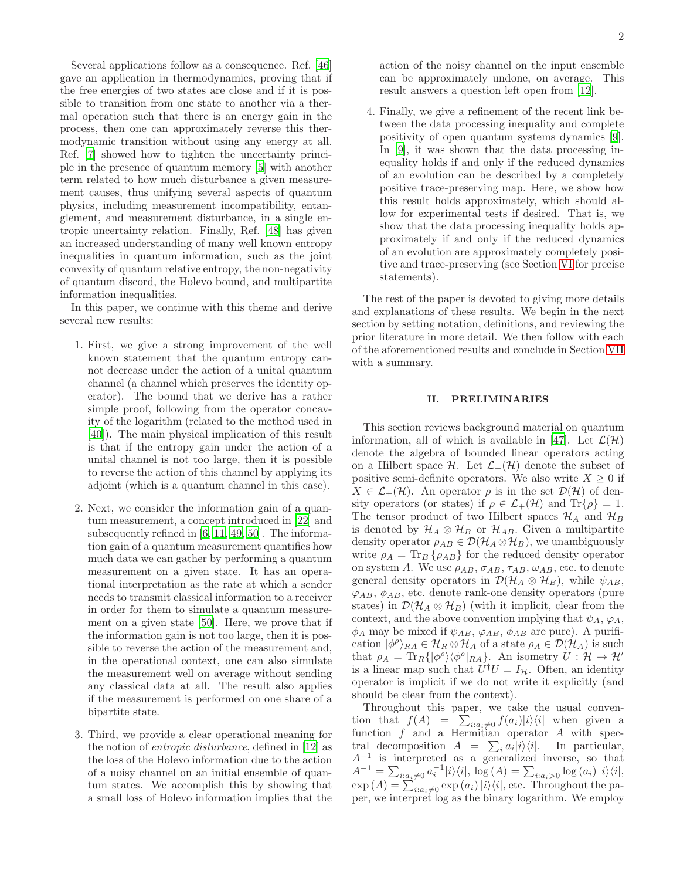Several applications follow as a consequence. Ref. [46] gave an application in thermodynamics, proving that if the free energies of two states are close and if it is possible to transition from one state to another via a thermal operation such that there is an energy gain in the process, then one can approximately reverse this thermodynamic transition without using any energy at all. Ref. [7] showed how to tighten the uncertainty principle in the presence of quantum memory [5] with another term related to how much disturbance a given measurement causes, thus unifying several aspects of quantum physics, including measurement incompatibility, entanglement, and measurement disturbance, in a single entropic uncertainty relation. Finally, Ref. [48] has given an increased understanding of many well known entropy inequalities in quantum information, such as the joint convexity of quantum relative entropy, the non-negativity of quantum discord, the Holevo bound, and multipartite information inequalities.

In this paper, we continue with this theme and derive several new results:

1. First, we give a strong improvement of the well known statement that the quantum entropy cannot decrease under the action of a unital quantum channel (a channel which preserves the identity operator). The bound that we derive has a rather simple proof, following from the operator concavity of the logarithm (related to the method used in [40]). The main physical implication of this result is that if the entropy gain under the action of a unital channel is not too large, then it is possible to reverse the action of this channel by applying its adjoint (which is a quantum channel in this case).

2. Next, we consider the information gain of a quantum measurement, a concept introduced in [22] and subsequently refined in [6, 11, 49, 50]. The information gain of a quantum measurement quantifies how much data we can gather by performing a quantum measurement on a given state. It has an operational interpretation as the rate at which a sender needs to transmit classical information to a receiver in order for them to simulate a quantum measurement on a given state [50]. Here, we prove that if the information gain is not too large, then it is possible to reverse the action of the measurement and, in the operational context, one can also simulate the measurement well on average without sending any classical data at all. The result also applies if the measurement is performed on one share of a bipartite state.

3. Third, we provide a clear operational meaning for the notion of *entropic disturbance*, defined in [12] as the loss of the Holevo information due to the action of a noisy channel on an initial ensemble of quantum states. We accomplish this by showing that a small loss of Holevo information implies that the action of the noisy channel on the input ensemble can be approximately undone, on average. This result answers a question left open from [12].

4. Finally, we give a refinement of the recent link between the data processing inequality and complete positivity of open quantum systems dynamics [9]. In [9], it was shown that the data processing inequality holds if and only if the reduced dynamics of an evolution can be described by a completely positive trace-preserving map. Here, we show how this result holds approximately, which should allow for experimental tests if desired. That is, we show that the data processing inequality holds approximately if and only if the reduced dynamics of an evolution are approximately completely positive and trace-preserving (see Section VI for precise statements).

The rest of the paper is devoted to giving more details and explanations of these results. We begin in the next section by setting notation, definitions, and reviewing the prior literature in more detail. We then follow with each of the aforementioned results and conclude in Section VII with a summary.

## II. PRELIMINARIES

This section reviews background material on quantum information, all of which is available in [47]. Let $\mathcal{L}(\mathcal{H})$ denote the algebra of bounded linear operators acting on a Hilbert space $\mathcal{H}$. Let $\mathcal{L}_+(\mathcal{H})$ denote the subset of positive semi-definite operators. We also write $X \geq 0$ if $X \in \mathcal{L}_+(\mathcal{H})$. An operator $\rho$ is in the set $\mathcal{D}(\mathcal{H})$ of density operators (or states) if $\rho \in \mathcal{L}_+(\mathcal{H})$ and $\mathrm{Tr}\{\rho\} = 1$. The tensor product of two Hilbert spaces $\mathcal{H}_A$ and $\mathcal{H}_B$ is denoted by $\mathcal{H}_A \otimes \mathcal{H}_B$ or $\mathcal{H}_{AB}$. Given a multipartite density operator $\rho_{AB} \in \mathcal{D}(\mathcal{H}_A \otimes \mathcal{H}_B)$, we unambiguously write $\rho_A = \mathrm{Tr}_B\{\rho_{AB}\}$ for the reduced density operator on system $A$. We use $\rho_{AB}$, $\sigma_{AB}$, $\tau_{AB}$, $\omega_{AB}$, etc. to denote general density operators in $\mathcal{D}(\mathcal{H}_A \otimes \mathcal{H}_B)$, while $\psi_{AB}$, $\varphi_{AB}$, $\phi_{AB}$, etc. denote rank-one density operators (pure states) in $\mathcal{D}(\mathcal{H}_A \otimes \mathcal{H}_B)$ (with it implicit, clear from the context, and the above convention implying that $\psi_A$, $\varphi_A$, $\phi_A$ may be mixed if $\psi_{AB}$, $\varphi_{AB}$, $\phi_{AB}$ are pure). A purification $|\phi^\rho\rangle_{RA} \in \mathcal{H}_R \otimes \mathcal{H}_A$ of a state $\rho_A \in \mathcal{D}(\mathcal{H}_A)$ is such that $\rho_A = \mathrm{Tr}_R\{|\phi^\rho\rangle\langle\phi^\rho|_{RA}\}$. An isometry $U : \mathcal{H} \to \mathcal{H}'$ is a linear map such that $U^\dagger U = I_{\mathcal{H}}$. Often, an identity operator is implicit if we do not write it explicitly (and should be clear from the context).

Throughout this paper, we take the usual convention that $f(A) = \sum_{i:a_i \neq 0} f(a_i)|i\rangle\langle i|$ when given a function $f$ and a Hermitian operator $A$ with spectral decomposition $A = \sum_i a_i |i\rangle\langle i|$. In particular, $A^{-1}$ is interpreted as a generalized inverse, so that $A^{-1} = \sum_{i:a_i \neq 0} a_i^{-1}|i\rangle\langle i|$, $\log(A) = \sum_{i:a_i>0} \log(a_i)|i\rangle\langle i|$, $\exp(A) = \sum_{i:a_i \neq 0} \exp(a_i)|i\rangle\langle i|$, etc. Throughout the paper, we interpret log as the binary logarithm. We employ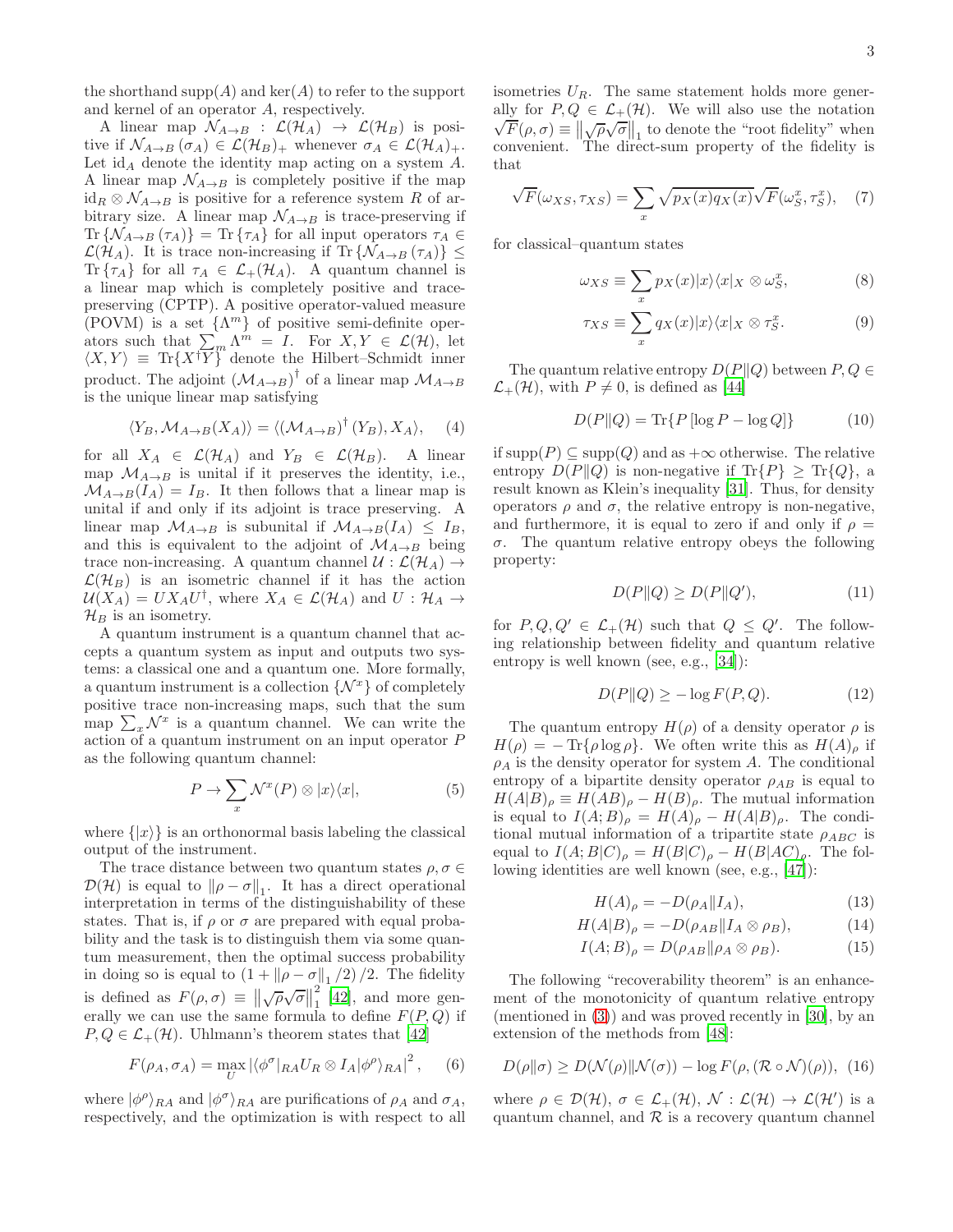the shorthand $\text{supp}(A)$ and $\ker(A)$ to refer to the support and kernel of an operator $A$, respectively.

A linear map $\mathcal{N}_{A\to B} : \mathcal{L}(\mathcal{H}_A) \to \mathcal{L}(\mathcal{H}_B)$ is positive if $\mathcal{N}_{A\to B}(\sigma_A) \in \mathcal{L}(\mathcal{H}_B)_+$ whenever $\sigma_A \in \mathcal{L}(\mathcal{H}_A)_+$. Let $\text{id}_A$ denote the identity map acting on a system $A$. A linear map $\mathcal{N}_{A\to B}$ is completely positive if the map $\text{id}_R \otimes \mathcal{N}_{A\to B}$ is positive for a reference system $R$ of arbitrary size. A linear map $\mathcal{N}_{A\to B}$ is trace-preserving if $\text{Tr}\{\mathcal{N}_{A\to B}(\tau_A)\} = \text{Tr}\{\tau_A\}$ for all input operators $\tau_A \in \mathcal{L}(\mathcal{H}_A)$. It is trace non-increasing if $\text{Tr}\{\mathcal{N}_{A\to B}(\tau_A)\} \leq \text{Tr}\{\tau_A\}$ for all $\tau_A \in \mathcal{L}_+(\mathcal{H}_A)$. A quantum channel is a linear map which is completely positive and trace-preserving (CPTP). A positive operator-valued measure (POVM) is a set $\{\Lambda^m\}$ of positive semi-definite operators such that $\sum_m \Lambda^m = I$. For $X, Y \in \mathcal{L}(\mathcal{H})$, let $\langle X, Y\rangle \equiv \text{Tr}\{X^\dagger Y\}$ denote the Hilbert–Schmidt inner product. The adjoint $(\mathcal{M}_{A\to B})^\dagger$ of a linear map $\mathcal{M}_{A\to B}$ is the unique linear map satisfying

$$\langle Y_B, \mathcal{M}_{A\to B}(X_A)\rangle = \langle (\mathcal{M}_{A\to B})^\dagger (Y_B), X_A\rangle, \quad (4)$$

for all $X_A \in \mathcal{L}(\mathcal{H}_A)$ and $Y_B \in \mathcal{L}(\mathcal{H}_B)$. A linear map $\mathcal{M}_{A\to B}$ is unital if it preserves the identity, i.e., $\mathcal{M}_{A\to B}(I_A) = I_B$. It then follows that a linear map is unital if and only if its adjoint is trace preserving. A linear map $\mathcal{M}_{A\to B}$ is subunital if $\mathcal{M}_{A\to B}(I_A) \leq I_B$, and this is equivalent to the adjoint of $\mathcal{M}_{A\to B}$ being trace non-increasing. A quantum channel $\mathcal{U} : \mathcal{L}(\mathcal{H}_A) \to \mathcal{L}(\mathcal{H}_B)$ is an isometric channel if it has the action $\mathcal{U}(X_A) = UX_AU^\dagger$, where $X_A \in \mathcal{L}(\mathcal{H}_A)$ and $U : \mathcal{H}_A \to \mathcal{H}_B$ is an isometry.

A quantum instrument is a quantum channel that accepts a quantum system as input and outputs two systems: a classical one and a quantum one. More formally, a quantum instrument is a collection $\{\mathcal{N}^x\}$ of completely positive trace non-increasing maps, such that the sum map $\sum_x \mathcal{N}^x$ is a quantum channel. We can write the action of a quantum instrument on an input operator $P$ as the following quantum channel:

$$P \to \sum_x \mathcal{N}^x(P) \otimes |x\rangle\langle x|, \quad (5)$$

where $\{|x\rangle\}$ is an orthonormal basis labeling the classical output of the instrument.

The trace distance between two quantum states $\rho, \sigma \in \mathcal{D}(\mathcal{H})$ is equal to $\|\rho - \sigma\|_1$. It has a direct operational interpretation in terms of the distinguishability of these states. That is, if $\rho$ or $\sigma$ are prepared with equal probability and the task is to distinguish them via some quantum measurement, then the optimal success probability in doing so is equal to $(1 + \|\rho - \sigma\|_1 /2)/2$. The fidelity is defined as $F(\rho, \sigma) \equiv \left\|\sqrt{\rho}\sqrt{\sigma}\right\|_1^2$ [42], and more generally we can use the same formula to define $F(P, Q)$ if $P, Q \in \mathcal{L}_+(\mathcal{H})$. Uhlmann's theorem states that [42]

$$F(\rho_A, \sigma_A) = \max_U \left|\langle \phi^\sigma|_{RA} U_R \otimes I_A |\phi^\rho\rangle_{RA}\right|^2, \quad (6)$$

where $|\phi^\rho\rangle_{RA}$ and $|\phi^\sigma\rangle_{RA}$ are purifications of $\rho_A$ and $\sigma_A$, respectively, and the optimization is with respect to all isometries $U_R$. The same statement holds more generally for $P, Q \in \mathcal{L}_+(\mathcal{H})$. We will also use the notation $\sqrt{F}(\rho, \sigma) \equiv \left\|\sqrt{\rho}\sqrt{\sigma}\right\|_1$ to denote the "root fidelity" when convenient. The direct-sum property of the fidelity is that

$$\sqrt{F}(\omega_{XS}, \tau_{XS}) = \sum_x \sqrt{p_X(x)q_X(x)}\sqrt{F}(\omega_S^x, \tau_S^x), \quad (7)$$

for classical–quantum states

$$\omega_{XS} \equiv \sum_x p_X(x)|x\rangle\langle x|_X \otimes \omega_S^x, \quad (8)$$

$$\tau_{XS} \equiv \sum_x q_X(x)|x\rangle\langle x|_X \otimes \tau_S^x. \quad (9)$$

The quantum relative entropy $D(P\|Q)$ between $P, Q \in \mathcal{L}_+(\mathcal{H})$, with $P \neq 0$, is defined as [44]

$$D(P\|Q) = \text{Tr}\{P [\log P - \log Q]\} \quad (10)$$

if $\text{supp}(P) \subseteq \text{supp}(Q)$ and as $+\infty$ otherwise. The relative entropy $D(P\|Q)$ is non-negative if $\text{Tr}\{P\} \geq \text{Tr}\{Q\}$, a result known as Klein's inequality [31]. Thus, for density operators $\rho$ and $\sigma$, the relative entropy is non-negative, and furthermore, it is equal to zero if and only if $\rho = \sigma$. The quantum relative entropy obeys the following property:

$$D(P\|Q) \geq D(P\|Q'), \quad (11)$$

for $P, Q, Q' \in \mathcal{L}_+(\mathcal{H})$ such that $Q \leq Q'$. The following relationship between fidelity and quantum relative entropy is well known (see, e.g., [34]):

$$D(P\|Q) \geq -\log F(P, Q). \quad (12)$$

The quantum entropy $H(\rho)$ of a density operator $\rho$ is $H(\rho) = -\text{Tr}\{\rho \log \rho\}$. We often write this as $H(A)_\rho$ if $\rho_A$ is the density operator for system $A$. The conditional entropy of a bipartite density operator $\rho_{AB}$ is equal to $H(A|B)_\rho \equiv H(AB)_\rho - H(B)_\rho$. The mutual information is equal to $I(A;B)_\rho = H(A)_\rho - H(A|B)_\rho$. The conditional mutual information of a tripartite state $\rho_{ABC}$ is equal to $I(A;B|C)_\rho = H(B|C)_\rho - H(B|AC)_\rho$. The following identities are well known (see, e.g., [47]):

$$H(A)_\rho = -D(\rho_A\|I_A), \quad (13)$$

$$H(A|B)_\rho = -D(\rho_{AB}\|I_A \otimes \rho_B), \quad (14)$$

$$I(A;B)_\rho = D(\rho_{AB}\|\rho_A \otimes \rho_B). \quad (15)$$

The following "recoverability theorem" is an enhancement of the monotonicity of quantum relative entropy (mentioned in (3)) and was proved recently in [30], by an extension of the methods from [48]:

$$D(\rho\|\sigma) \geq D(\mathcal{N}(\rho)\|\mathcal{N}(\sigma)) - \log F(\rho, (\mathcal{R} \circ \mathcal{N})(\rho)), \quad (16)$$

where $\rho \in \mathcal{D}(\mathcal{H})$, $\sigma \in \mathcal{L}_+(\mathcal{H})$, $\mathcal{N} : \mathcal{L}(\mathcal{H}) \to \mathcal{L}(\mathcal{H}')$ is a quantum channel, and $\mathcal{R}$ is a recovery quantum channel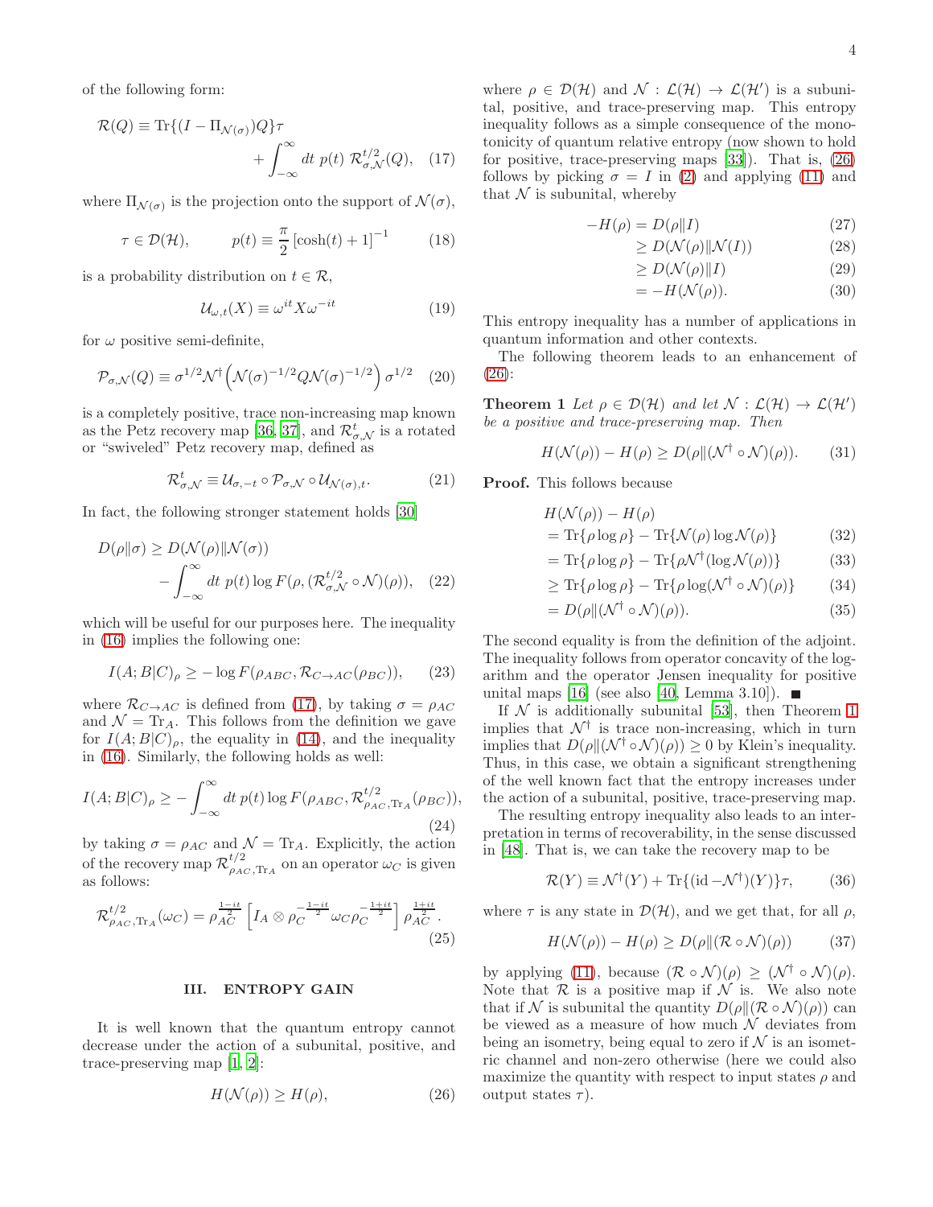of the following form:

$$\mathcal{R}(Q) \equiv \text{Tr}\{(I - \Pi_{\mathcal{N}(\sigma)})Q\}\tau + \int_{-\infty}^{\infty} dt\ p(t)\ \mathcal{R}^{t/2}_{\sigma,\mathcal{N}}(Q), \quad (17)$$

where $\Pi_{\mathcal{N}(\sigma)}$ is the projection onto the support of $\mathcal{N}(\sigma)$,

$$\tau \in \mathcal{D}(\mathcal{H}), \qquad p(t) \equiv \frac{\pi}{2}\left[\cosh(t) + 1\right]^{-1} \quad (18)$$

is a probability distribution on $t \in \mathcal{R}$,

$$\mathcal{U}_{\omega,t}(X) \equiv \omega^{it} X \omega^{-it} \quad (19)$$

for $\omega$ positive semi-definite,

$$\mathcal{P}_{\sigma,\mathcal{N}}(Q) \equiv \sigma^{1/2}\mathcal{N}^{\dagger}\left(\mathcal{N}(\sigma)^{-1/2} Q \mathcal{N}(\sigma)^{-1/2}\right)\sigma^{1/2} \quad (20)$$

is a completely positive, trace non-increasing map known as the Petz recovery map [36, 37], and $\mathcal{R}^{t}_{\sigma,\mathcal{N}}$ is a rotated or "swiveled" Petz recovery map, defined as

$$\mathcal{R}^{t}_{\sigma,\mathcal{N}} \equiv \mathcal{U}_{\sigma,-t} \circ \mathcal{P}_{\sigma,\mathcal{N}} \circ \mathcal{U}_{\mathcal{N}(\sigma),t}. \quad (21)$$

In fact, the following stronger statement holds [30]

$$D(\rho\|\sigma) \geq D(\mathcal{N}(\rho)\|\mathcal{N}(\sigma)) - \int_{-\infty}^{\infty} dt\ p(t) \log F(\rho, (\mathcal{R}^{t/2}_{\sigma,\mathcal{N}} \circ \mathcal{N})(\rho)), \quad (22)$$

which will be useful for our purposes here. The inequality in (16) implies the following one:

$$I(A;B|C)_{\rho} \geq -\log F(\rho_{ABC}, \mathcal{R}_{C\to AC}(\rho_{BC})), \quad (23)$$

where $\mathcal{R}_{C\to AC}$ is defined from (17), by taking $\sigma = \rho_{AC}$ and $\mathcal{N} = \text{Tr}_A$. This follows from the definition we gave for $I(A;B|C)_{\rho}$, the equality in (14), and the inequality in (16). Similarly, the following holds as well:

$$I(A;B|C)_{\rho} \geq -\int_{-\infty}^{\infty} dt\ p(t) \log F(\rho_{ABC}, \mathcal{R}^{t/2}_{\rho_{AC},\text{Tr}_A}(\rho_{BC})), \quad (24)$$

by taking $\sigma = \rho_{AC}$ and $\mathcal{N} = \text{Tr}_A$. Explicitly, the action of the recovery map $\mathcal{R}^{t/2}_{\rho_{AC},\text{Tr}_A}$ on an operator $\omega_C$ is given as follows:

$$\mathcal{R}^{t/2}_{\rho_{AC},\text{Tr}_A}(\omega_C) = \rho_{AC}^{\frac{1-it}{2}}\left[I_A \otimes \rho_C^{-\frac{1-it}{2}} \omega_C \rho_C^{-\frac{1+it}{2}}\right]\rho_{AC}^{\frac{1+it}{2}}. \quad (25)$$

## III. ENTROPY GAIN

It is well known that the quantum entropy cannot decrease under the action of a subunital, positive, and trace-preserving map [1, 2]:

$$H(\mathcal{N}(\rho)) \geq H(\rho), \quad (26)$$

where $\rho \in \mathcal{D}(\mathcal{H})$ and $\mathcal{N} : \mathcal{L}(\mathcal{H}) \to \mathcal{L}(\mathcal{H}')$ is a subunital, positive, and trace-preserving map. This entropy inequality follows as a simple consequence of the monotonicity of quantum relative entropy (now shown to hold for positive, trace-preserving maps [33]). That is, (26) follows by picking $\sigma = I$ in (2) and applying (11) and that $\mathcal{N}$ is subunital, whereby

$$\begin{aligned}
-H(\rho) &= D(\rho\|I) &(27)\\
&\geq D(\mathcal{N}(\rho)\|\mathcal{N}(I)) &(28)\\
&\geq D(\mathcal{N}(\rho)\|I) &(29)\\
&= -H(\mathcal{N}(\rho)). &(30)
\end{aligned}$$

This entropy inequality has a number of applications in quantum information and other contexts.

The following theorem leads to an enhancement of (26):

**Theorem 1** *Let $\rho \in \mathcal{D}(\mathcal{H})$ and let $\mathcal{N} : \mathcal{L}(\mathcal{H}) \to \mathcal{L}(\mathcal{H}')$ be a positive and trace-preserving map. Then*

$$H(\mathcal{N}(\rho)) - H(\rho) \geq D(\rho\|(\mathcal{N}^{\dagger} \circ \mathcal{N})(\rho)). \quad (31)$$

**Proof.** This follows because

$$\begin{aligned}
&H(\mathcal{N}(\rho)) - H(\rho)\\
&= \text{Tr}\{\rho \log \rho\} - \text{Tr}\{\mathcal{N}(\rho) \log \mathcal{N}(\rho)\} &(32)\\
&= \text{Tr}\{\rho \log \rho\} - \text{Tr}\{\rho \mathcal{N}^{\dagger}(\log \mathcal{N}(\rho))\} &(33)\\
&\geq \text{Tr}\{\rho \log \rho\} - \text{Tr}\{\rho \log(\mathcal{N}^{\dagger} \circ \mathcal{N})(\rho)\} &(34)\\
&= D(\rho\|(\mathcal{N}^{\dagger} \circ \mathcal{N})(\rho)). &(35)
\end{aligned}$$

The second equality is from the definition of the adjoint. The inequality follows from operator concavity of the logarithm and the operator Jensen inequality for positive unital maps [16] (see also [40, Lemma 3.10]). ■

If $\mathcal{N}$ is additionally subunital [53], then Theorem 1 implies that $\mathcal{N}^{\dagger}$ is trace non-increasing, which in turn implies that $D(\rho\|(\mathcal{N}^{\dagger} \circ \mathcal{N})(\rho)) \geq 0$ by Klein's inequality. Thus, in this case, we obtain a significant strengthening of the well known fact that the entropy increases under the action of a subunital, positive, trace-preserving map.

The resulting entropy inequality also leads to an interpretation in terms of recoverability, in the sense discussed in [48]. That is, we can take the recovery map to be

$$\mathcal{R}(Y) \equiv \mathcal{N}^{\dagger}(Y) + \text{Tr}\{(\text{id} - \mathcal{N}^{\dagger})(Y)\}\tau, \quad (36)$$

where $\tau$ is any state in $\mathcal{D}(\mathcal{H})$, and we get that, for all $\rho$,

$$H(\mathcal{N}(\rho)) - H(\rho) \geq D(\rho\|(\mathcal{R} \circ \mathcal{N})(\rho)) \quad (37)$$

by applying (11), because $(\mathcal{R} \circ \mathcal{N})(\rho) \geq (\mathcal{N}^{\dagger} \circ \mathcal{N})(\rho)$. Note that $\mathcal{R}$ is a positive map if $\mathcal{N}$ is. We also note that if $\mathcal{N}$ is subunital the quantity $D(\rho\|(\mathcal{R} \circ \mathcal{N})(\rho))$ can be viewed as a measure of how much $\mathcal{N}$ deviates from being an isometry, being equal to zero if $\mathcal{N}$ is an isometric channel and non-zero otherwise (here we could also maximize the quantity with respect to input states $\rho$ and output states $\tau$).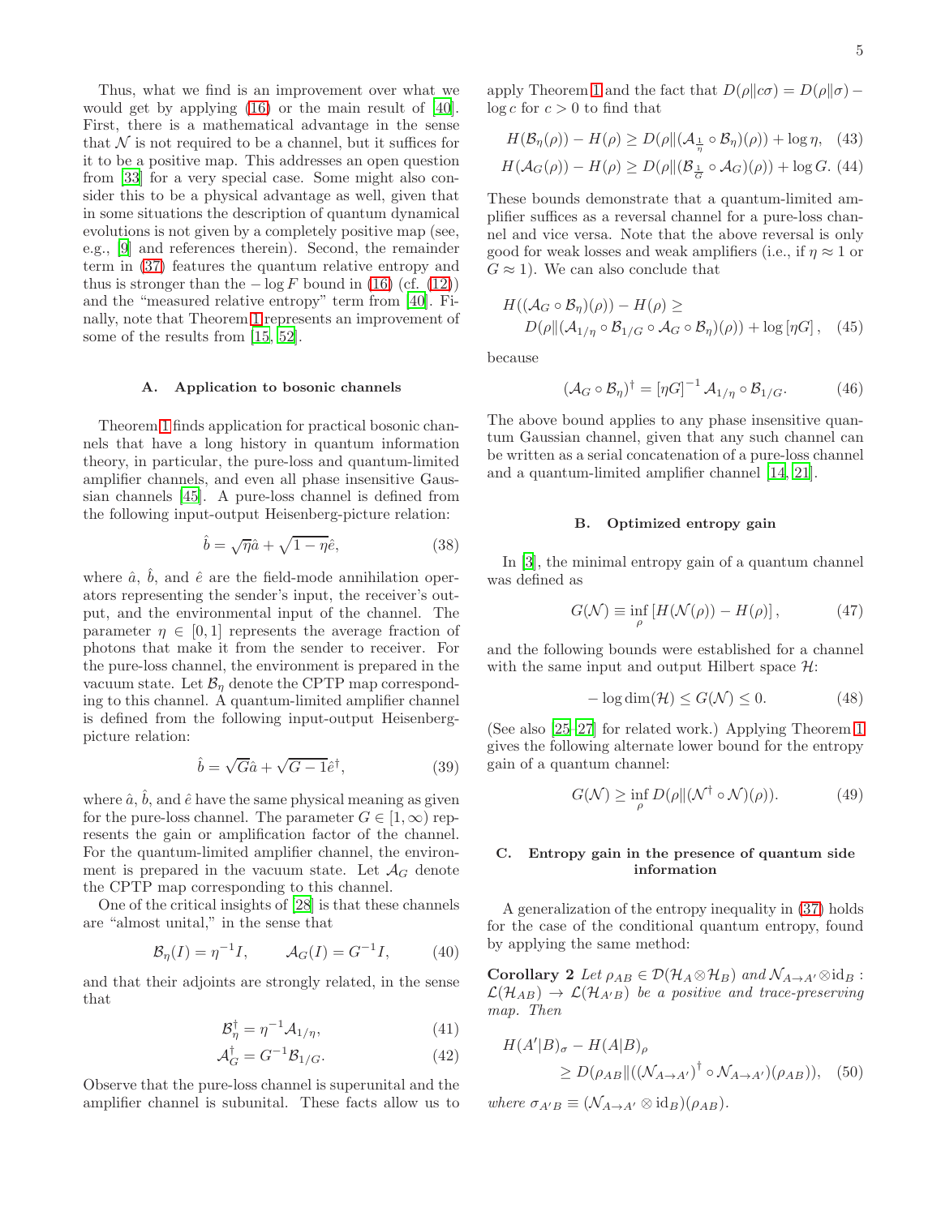Thus, what we find is an improvement over what we would get by applying (16) or the main result of [40]. First, there is a mathematical advantage in the sense that $\mathcal{N}$ is not required to be a channel, but it suffices for it to be a positive map. This addresses an open question from [33] for a very special case. Some might also consider this to be a physical advantage as well, given that in some situations the description of quantum dynamical evolutions is not given by a completely positive map (see, e.g., [9] and references therein). Second, the remainder term in (37) features the quantum relative entropy and thus is stronger than the $-\log F$ bound in (16) (cf. (12)) and the "measured relative entropy" term from [40]. Finally, note that Theorem 1 represents an improvement of some of the results from [15, 52].

### A. Application to bosonic channels

Theorem 1 finds application for practical bosonic channels that have a long history in quantum information theory, in particular, the pure-loss and quantum-limited amplifier channels, and even all phase insensitive Gaussian channels [45]. A pure-loss channel is defined from the following input-output Heisenberg-picture relation:

$$\hat{b} = \sqrt{\eta}\hat{a} + \sqrt{1-\eta}\hat{e}, \tag{38}$$

where $\hat{a}$, $\hat{b}$, and $\hat{e}$ are the field-mode annihilation operators representing the sender's input, the receiver's output, and the environmental input of the channel. The parameter $\eta \in [0, 1]$ represents the average fraction of photons that make it from the sender to receiver. For the pure-loss channel, the environment is prepared in the vacuum state. Let $\mathcal{B}_\eta$ denote the CPTP map corresponding to this channel. A quantum-limited amplifier channel is defined from the following input-output Heisenberg-picture relation:

$$\hat{b} = \sqrt{G}\hat{a} + \sqrt{G-1}\hat{e}^\dagger, \tag{39}$$

where $\hat{a}$, $\hat{b}$, and $\hat{e}$ have the same physical meaning as given for the pure-loss channel. The parameter $G \in [1, \infty)$ represents the gain or amplification factor of the channel. For the quantum-limited amplifier channel, the environment is prepared in the vacuum state. Let $\mathcal{A}_G$ denote the CPTP map corresponding to this channel.

One of the critical insights of [28] is that these channels are "almost unital," in the sense that

$$\mathcal{B}_\eta(I) = \eta^{-1}I, \qquad \mathcal{A}_G(I) = G^{-1}I, \tag{40}$$

and that their adjoints are strongly related, in the sense that

$$\mathcal{B}_\eta^\dagger = \eta^{-1}\mathcal{A}_{1/\eta}, \tag{41}$$

$$\mathcal{A}_G^\dagger = G^{-1}\mathcal{B}_{1/G}. \tag{42}$$

Observe that the pure-loss channel is superunital and the amplifier channel is subunital. These facts allow us to apply Theorem 1 and the fact that $D(\rho\|c\sigma) = D(\rho\|\sigma) - \log c$ for $c > 0$ to find that

$$H(\mathcal{B}_\eta(\rho)) - H(\rho) \geq D(\rho\|(\mathcal{A}_{\frac{1}{\eta}} \circ \mathcal{B}_\eta)(\rho)) + \log\eta, \tag{43}$$

$$H(\mathcal{A}_G(\rho)) - H(\rho) \geq D(\rho\|(\mathcal{B}_{\frac{1}{G}} \circ \mathcal{A}_G)(\rho)) + \log G. \tag{44}$$

These bounds demonstrate that a quantum-limited amplifier suffices as a reversal channel for a pure-loss channel and vice versa. Note that the above reversal is only good for weak losses and weak amplifiers (i.e., if $\eta \approx 1$ or $G \approx 1$). We can also conclude that

$$H((\mathcal{A}_G \circ \mathcal{B}_\eta)(\rho)) - H(\rho) \geq D(\rho\|(\mathcal{A}_{1/\eta} \circ \mathcal{B}_{1/G} \circ \mathcal{A}_G \circ \mathcal{B}_\eta)(\rho)) + \log[\eta G], \tag{45}$$

because

$$(\mathcal{A}_G \circ \mathcal{B}_\eta)^\dagger = [\eta G]^{-1}\mathcal{A}_{1/\eta} \circ \mathcal{B}_{1/G}. \tag{46}$$

The above bound applies to any phase insensitive quantum Gaussian channel, given that any such channel can be written as a serial concatenation of a pure-loss channel and a quantum-limited amplifier channel [14, 21].

### B. Optimized entropy gain

In [3], the minimal entropy gain of a quantum channel was defined as

$$G(\mathcal{N}) \equiv \inf_\rho [H(\mathcal{N}(\rho)) - H(\rho)], \tag{47}$$

and the following bounds were established for a channel with the same input and output Hilbert space $\mathcal{H}$:

$$-\log\dim(\mathcal{H}) \leq G(\mathcal{N}) \leq 0. \tag{48}$$

(See also [25–27] for related work.) Applying Theorem 1 gives the following alternate lower bound for the entropy gain of a quantum channel:

$$G(\mathcal{N}) \geq \inf_\rho D(\rho\|(\mathcal{N}^\dagger \circ \mathcal{N})(\rho)). \tag{49}$$

### C. Entropy gain in the presence of quantum side information

A generalization of the entropy inequality in (37) holds for the case of the conditional quantum entropy, found by applying the same method:

**Corollary 2** *Let $\rho_{AB} \in \mathcal{D}(\mathcal{H}_A \otimes \mathcal{H}_B)$ and $\mathcal{N}_{A\to A'} \otimes \mathrm{id}_B : \mathcal{L}(\mathcal{H}_{AB}) \to \mathcal{L}(\mathcal{H}_{A'B})$ be a positive and trace-preserving map. Then*

$$H(A'|B)_\sigma - H(A|B)_\rho \geq D(\rho_{AB}\|((\mathcal{N}_{A\to A'})^\dagger \circ \mathcal{N}_{A\to A'})(\rho_{AB})), \tag{50}$$

*where $\sigma_{A'B} \equiv (\mathcal{N}_{A\to A'} \otimes \mathrm{id}_B)(\rho_{AB})$.*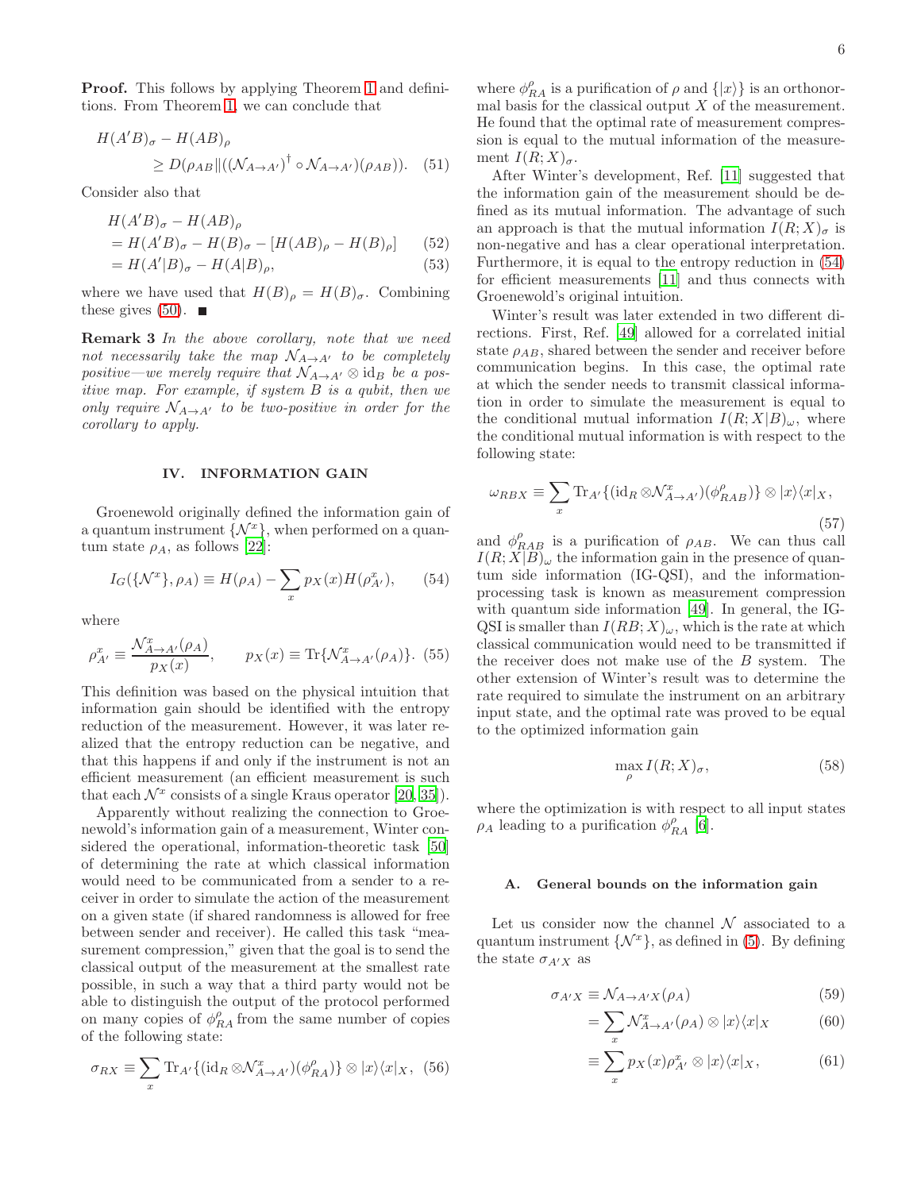**Proof.** This follows by applying Theorem 1 and definitions. From Theorem 1, we can conclude that

$$H(A'B)_\sigma - H(AB)_\rho \geq D(\rho_{AB} \| ((\mathcal{N}_{A\to A'})^\dagger \circ \mathcal{N}_{A\to A'})(\rho_{AB})). \quad (51)$$

Consider also that

$$H(A'B)_\sigma - H(AB)_\rho = H(A'B)_\sigma - H(B)_\sigma - [H(AB)_\rho - H(B)_\rho] \quad (52)$$

$$= H(A'|B)_\sigma - H(A|B)_\rho, \quad (53)$$

where we have used that $H(B)_\rho = H(B)_\sigma$. Combining these gives (50). ■

**Remark 3** *In the above corollary, note that we need not necessarily take the map $\mathcal{N}_{A\to A'}$ to be completely positive—we merely require that $\mathcal{N}_{A\to A'} \otimes \mathrm{id}_B$ be a positive map. For example, if system $B$ is a qubit, then we only require $\mathcal{N}_{A\to A'}$ to be two-positive in order for the corollary to apply.*

## IV. INFORMATION GAIN

Groenewold originally defined the information gain of a quantum instrument $\{\mathcal{N}^x\}$, when performed on a quantum state $\rho_A$, as follows [22]:

$$I_G(\{\mathcal{N}^x\}, \rho_A) \equiv H(\rho_A) - \sum_x p_X(x) H(\rho^x_{A'}), \quad (54)$$

where

$$\rho^x_{A'} \equiv \frac{\mathcal{N}^x_{A\to A'}(\rho_A)}{p_X(x)}, \qquad p_X(x) \equiv \mathrm{Tr}\{\mathcal{N}^x_{A\to A'}(\rho_A)\}. \quad (55)$$

This definition was based on the physical intuition that information gain should be identified with the entropy reduction of the measurement. However, it was later realized that the entropy reduction can be negative, and that this happens if and only if the instrument is not an efficient measurement (an efficient measurement is such that each $\mathcal{N}^x$ consists of a single Kraus operator [20, 35]).

Apparently without realizing the connection to Groenewold's information gain of a measurement, Winter considered the operational, information-theoretic task [50] of determining the rate at which classical information would need to be communicated from a sender to a receiver in order to simulate the action of the measurement on a given state (if shared randomness is allowed for free between sender and receiver). He called this task "measurement compression," given that the goal is to send the classical output of the measurement at the smallest rate possible, in such a way that a third party would not be able to distinguish the output of the protocol performed on many copies of $\phi^\rho_{RA}$ from the same number of copies of the following state:

$$\sigma_{RX} \equiv \sum_x \mathrm{Tr}_{A'}\{(\mathrm{id}_R \otimes \mathcal{N}^x_{A\to A'})(\phi^\rho_{RA})\} \otimes |x\rangle\langle x|_X, \quad (56)$$

where $\phi^\rho_{RA}$ is a purification of $\rho$ and $\{|x\rangle\}$ is an orthonormal basis for the classical output $X$ of the measurement. He found that the optimal rate of measurement compression is equal to the mutual information of the measurement $I(R;X)_\sigma$.

After Winter's development, Ref. [11] suggested that the information gain of the measurement should be defined as its mutual information. The advantage of such an approach is that the mutual information $I(R;X)_\sigma$ is non-negative and has a clear operational interpretation. Furthermore, it is equal to the entropy reduction in (54) for efficient measurements [11] and thus connects with Groenewold's original intuition.

Winter's result was later extended in two different directions. First, Ref. [49] allowed for a correlated initial state $\rho_{AB}$, shared between the sender and receiver before communication begins. In this case, the optimal rate at which the sender needs to transmit classical information in order to simulate the measurement is equal to the conditional mutual information $I(R;X|B)_\omega$, where the conditional mutual information is with respect to the following state:

$$\omega_{RBX} \equiv \sum_x \mathrm{Tr}_{A'}\{(\mathrm{id}_R \otimes \mathcal{N}^x_{A\to A'})(\phi^\rho_{RAB})\} \otimes |x\rangle\langle x|_X, \quad (57)$$

and $\phi^\rho_{RAB}$ is a purification of $\rho_{AB}$. We can thus call $I(R;X|B)_\omega$ the information gain in the presence of quantum side information (IG-QSI), and the information-processing task is known as measurement compression with quantum side information [49]. In general, the IG-QSI is smaller than $I(RB;X)_\omega$, which is the rate at which classical communication would need to be transmitted if the receiver does not make use of the $B$ system. The other extension of Winter's result was to determine the rate required to simulate the instrument on an arbitrary input state, and the optimal rate was proved to be equal to the optimized information gain

$$\max_\rho I(R;X)_\sigma, \quad (58)$$

where the optimization is with respect to all input states $\rho_A$ leading to a purification $\phi^\rho_{RA}$ [6].

### A. General bounds on the information gain

Let us consider now the channel $\mathcal{N}$ associated to a quantum instrument $\{\mathcal{N}^x\}$, as defined in (5). By defining the state $\sigma_{A'X}$ as

$$\sigma_{A'X} \equiv \mathcal{N}_{A\to A'X}(\rho_A) \quad (59)$$

$$= \sum_x \mathcal{N}^x_{A\to A'}(\rho_A) \otimes |x\rangle\langle x|_X \quad (60)$$

$$\equiv \sum_x p_X(x) \rho^x_{A'} \otimes |x\rangle\langle x|_X, \quad (61)$$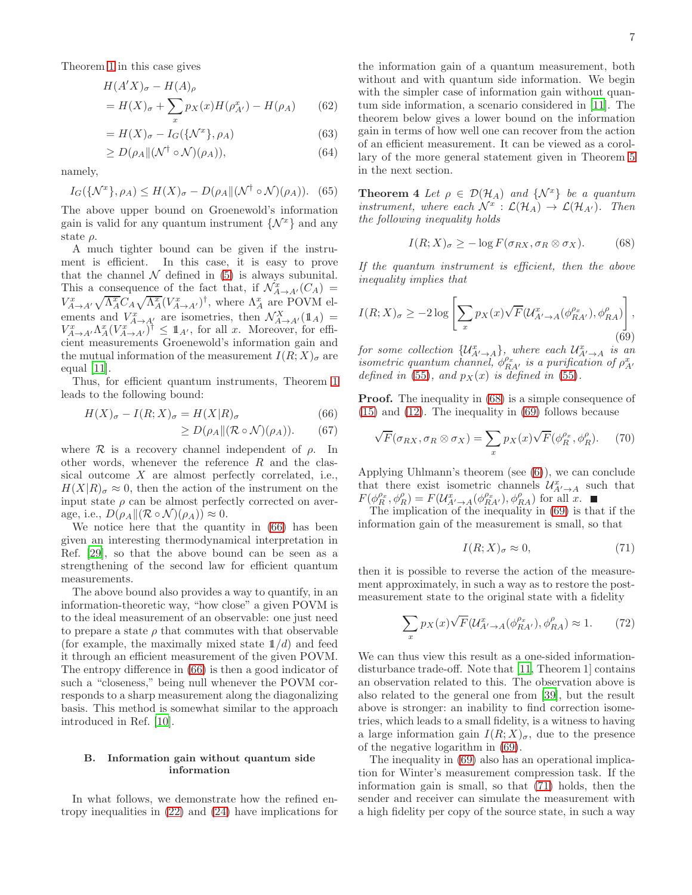Theorem 1 in this case gives

$$
\begin{aligned}
&H(A'X)_\sigma - H(A)_\rho \\
&= H(X)_\sigma + \sum_x p_X(x) H(\rho^x_{A'}) - H(\rho_A) \qquad (62)\\
&= H(X)_\sigma - I_G(\{\mathcal{N}^x\}, \rho_A) \qquad (63)\\
&\geq D(\rho_A \| (\mathcal{N}^\dagger \circ \mathcal{N})(\rho_A)), \qquad (64)
\end{aligned}
$$

namely,

$$
I_G(\{\mathcal{N}^x\}, \rho_A) \leq H(X)_\sigma - D(\rho_A \| (\mathcal{N}^\dagger \circ \mathcal{N})(\rho_A)). \quad (65)
$$

The above upper bound on Groenewold's information gain is valid for any quantum instrument $\{\mathcal{N}^x\}$ and any state $\rho$.

A much tighter bound can be given if the instrument is efficient. In this case, it is easy to prove that the channel $\mathcal{N}$ defined in (5) is always subunital. This a consequence of the fact that, if $\mathcal{N}^x_{A\to A'}(C_A) = V^x_{A\to A'}\sqrt{\Lambda^x_A} C_A \sqrt{\Lambda^x_A}(V^x_{A\to A'})^\dagger$, where $\Lambda^x_A$ are POVM elements and $V^x_{A\to A'}$ are isometries, then $\mathcal{N}^X_{A\to A'}(\mathbb{1}_A) = V^x_{A\to A'}\Lambda^x_A(V^x_{A\to A'})^\dagger \leq \mathbb{1}_{A'}$, for all $x$. Moreover, for efficient measurements Groenewold's information gain and the mutual information of the measurement $I(R;X)_\sigma$ are equal [11].

Thus, for efficient quantum instruments, Theorem 1 leads to the following bound:

$$
\begin{aligned}
H(X)_\sigma - I(R;X)_\sigma &= H(X|R)_\sigma \qquad (66)\\
&\geq D(\rho_A \| (\mathcal{R} \circ \mathcal{N})(\rho_A)). \qquad (67)
\end{aligned}
$$

where $\mathcal{R}$ is a recovery channel independent of $\rho$. In other words, whenever the reference $R$ and the classical outcome $X$ are almost perfectly correlated, i.e., $H(X|R)_\sigma \approx 0$, then the action of the instrument on the input state $\rho$ can be almost perfectly corrected on average, i.e., $D(\rho_A \| (\mathcal{R} \circ \mathcal{N})(\rho_A)) \approx 0$.

We notice here that the quantity in (66) has been given an interesting thermodynamical interpretation in Ref. [29], so that the above bound can be seen as a strengthening of the second law for efficient quantum measurements.

The above bound also provides a way to quantify, in an information-theoretic way, "how close" a given POVM is to the ideal measurement of an observable: one just need to prepare a state $\rho$ that commutes with that observable (for example, the maximally mixed state $\mathbb{1}/d$) and feed it through an efficient measurement of the given POVM. The entropy difference in (66) is then a good indicator of such a "closeness," being null whenever the POVM corresponds to a sharp measurement along the diagonalizing basis. This method is somewhat similar to the approach introduced in Ref. [10].

## B. Information gain without quantum side information

In what follows, we demonstrate how the refined entropy inequalities in (22) and (24) have implications for the information gain of a quantum measurement, both without and with quantum side information. We begin with the simpler case of information gain without quantum side information, a scenario considered in [11]. The theorem below gives a lower bound on the information gain in terms of how well one can recover from the action of an efficient measurement. It can be viewed as a corollary of the more general statement given in Theorem 5 in the next section.

**Theorem 4** *Let $\rho \in \mathcal{D}(\mathcal{H}_A)$ and $\{\mathcal{N}^x\}$ be a quantum instrument, where each $\mathcal{N}^x : \mathcal{L}(\mathcal{H}_A) \to \mathcal{L}(\mathcal{H}_{A'})$. Then the following inequality holds*

$$
I(R;X)_\sigma \geq -\log F(\sigma_{RX}, \sigma_R \otimes \sigma_X). \quad (68)
$$

*If the quantum instrument is efficient, then the above inequality implies that*

$$
I(R;X)_\sigma \geq -2\log\left[\sum_x p_X(x)\sqrt{F}(\mathcal{U}^x_{A'\to A}(\phi^{\rho_x}_{RA'}), \phi^\rho_{RA})\right], \quad (69)
$$

*for some collection $\{\mathcal{U}^x_{A'\to A}\}$, where each $\mathcal{U}^x_{A'\to A}$ is an isometric quantum channel, $\phi^{\rho_x}_{RA'}$ is a purification of $\rho^x_{A'}$ defined in (55), and $p_X(x)$ is defined in (55).*

**Proof.** The inequality in (68) is a simple consequence of (15) and (12). The inequality in (69) follows because

$$
\sqrt{F}(\sigma_{RX}, \sigma_R \otimes \sigma_X) = \sum_x p_X(x)\sqrt{F}(\phi^{\rho_x}_R, \phi^\rho_R). \quad (70)
$$

Applying Uhlmann's theorem (see (6)), we can conclude that there exist isometric channels $\mathcal{U}^x_{A'\to A}$ such that $F(\phi^{\rho_x}_R, \phi^\rho_R) = F(\mathcal{U}^x_{A'\to A}(\phi^{\rho_x}_{RA'}), \phi^\rho_{RA})$ for all $x$. ■

The implication of the inequality in (69) is that if the information gain of the measurement is small, so that

$$
I(R;X)_\sigma \approx 0, \quad (71)
$$

then it is possible to reverse the action of the measurement approximately, in such a way as to restore the post-measurement state to the original state with a fidelity

$$
\sum_x p_X(x)\sqrt{F}(\mathcal{U}^x_{A'\to A}(\phi^{\rho_x}_{RA'}), \phi^\rho_{RA}) \approx 1. \quad (72)
$$

We can thus view this result as a one-sided information-disturbance trade-off. Note that [11, Theorem 1] contains an observation related to this. The observation above is also related to the general one from [39], but the result above is stronger: an inability to find correction isometries, which leads to a small fidelity, is a witness to having a large information gain $I(R;X)_\sigma$, due to the presence of the negative logarithm in (69).

The inequality in (69) also has an operational implication for Winter's measurement compression task. If the information gain is small, so that (71) holds, then the sender and receiver can simulate the measurement with a high fidelity per copy of the source state, in such a way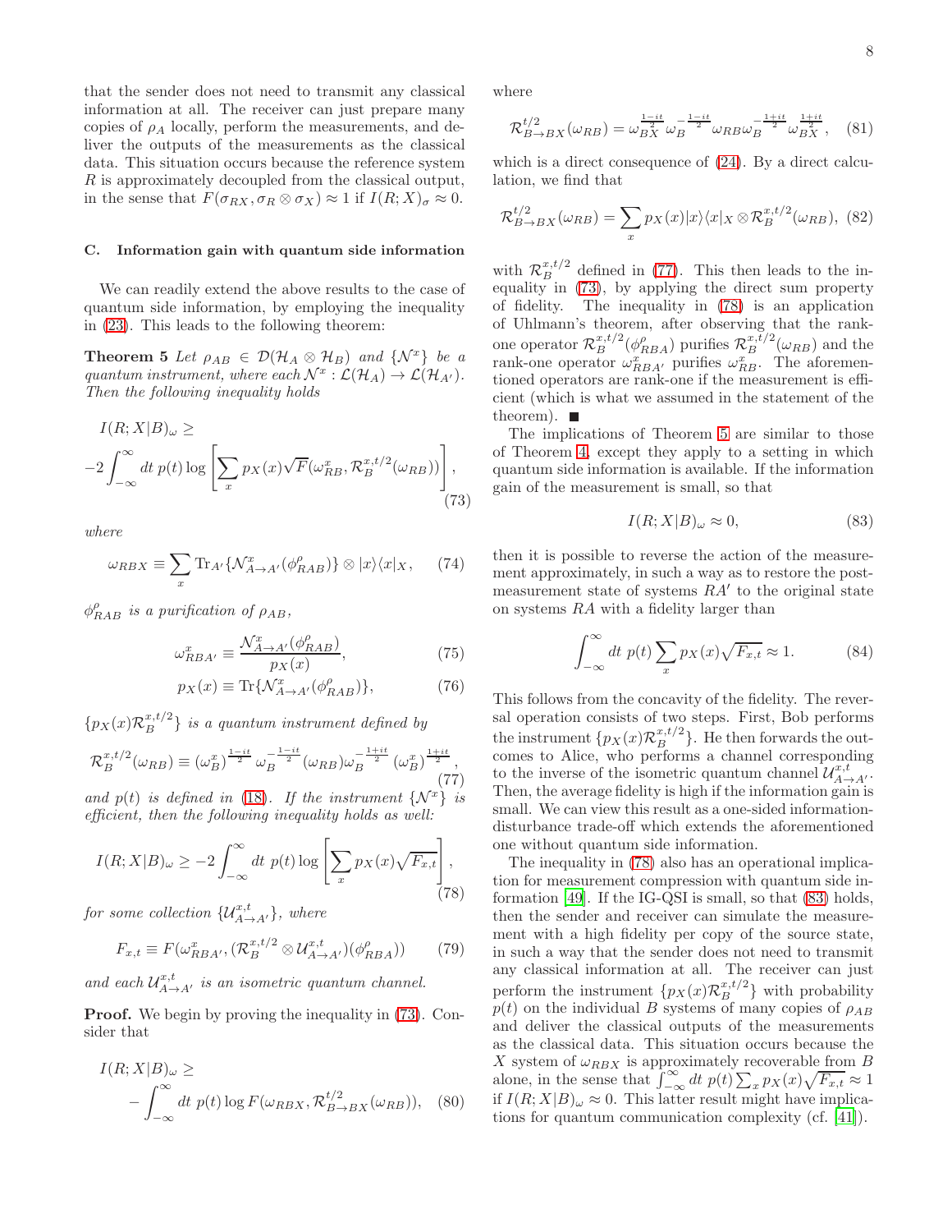that the sender does not need to transmit any classical information at all. The receiver can just prepare many copies of $\rho_A$ locally, perform the measurements, and deliver the outputs of the measurements as the classical data. This situation occurs because the reference system $R$ is approximately decoupled from the classical output, in the sense that $F(\sigma_{RX}, \sigma_R \otimes \sigma_X) \approx 1$ if $I(R;X)_\sigma \approx 0$.

### C. Information gain with quantum side information

We can readily extend the above results to the case of quantum side information, by employing the inequality in (23). This leads to the following theorem:

**Theorem 5** *Let $\rho_{AB} \in \mathcal{D}(\mathcal{H}_A \otimes \mathcal{H}_B)$ and $\{\mathcal{N}^x\}$ be a quantum instrument, where each $\mathcal{N}^x : \mathcal{L}(\mathcal{H}_A) \to \mathcal{L}(\mathcal{H}_{A'})$. Then the following inequality holds*

$$
I(R;X|B)_\omega \geq -2\int_{-\infty}^{\infty} dt\ p(t) \log\left[\sum_x p_X(x) \sqrt{F}(\omega_{RB}^x, \mathcal{R}_B^{x,t/2}(\omega_{RB}))\right], \tag{73}
$$

*where*

$$
\omega_{RBX} \equiv \sum_x \mathrm{Tr}_{A'}\{\mathcal{N}^x_{A\to A'}(\phi^\rho_{RAB})\} \otimes |x\rangle\langle x|_X, \tag{74}
$$

*$\phi^\rho_{RAB}$ is a purification of $\rho_{AB}$,*

$$
\omega^x_{RBA'} \equiv \frac{\mathcal{N}^x_{A\to A'}(\phi^\rho_{RAB})}{p_X(x)}, \tag{75}
$$

$$
p_X(x) \equiv \mathrm{Tr}\{\mathcal{N}^x_{A\to A'}(\phi^\rho_{RAB})\}, \tag{76}
$$

*$\{p_X(x)\mathcal{R}_B^{x,t/2}\}$ is a quantum instrument defined by*

$$
\mathcal{R}_B^{x,t/2}(\omega_{RB}) \equiv (\omega_B^x)^{\frac{1-it}{2}} \omega_B^{-\frac{1-it}{2}} (\omega_{RB}) \omega_B^{-\frac{1+it}{2}} (\omega_B^x)^{\frac{1+it}{2}}, \tag{77}
$$

*and $p(t)$ is defined in (18). If the instrument $\{\mathcal{N}^x\}$ is efficient, then the following inequality holds as well:*

$$
I(R;X|B)_\omega \geq -2\int_{-\infty}^{\infty} dt\ p(t) \log\left[\sum_x p_X(x)\sqrt{F_{x,t}}\right], \tag{78}
$$

*for some collection $\{\mathcal{U}^{x,t}_{A\to A'}\}$, where*

$$
F_{x,t} \equiv F(\omega^x_{RBA'}, (\mathcal{R}_B^{x,t/2} \otimes \mathcal{U}^{x,t}_{A\to A'})(\phi^\rho_{RBA})) \tag{79}
$$

*and each $\mathcal{U}^{x,t}_{A\to A'}$ is an isometric quantum channel.*

**Proof.** We begin by proving the inequality in (73). Consider that

$$
I(R;X|B)_\omega \geq -\int_{-\infty}^{\infty} dt\ p(t) \log F(\omega_{RBX}, \mathcal{R}^{t/2}_{B\to BX}(\omega_{RB})), \tag{80}
$$

where

$$
\mathcal{R}^{t/2}_{B\to BX}(\omega_{RB}) = \omega_{BX}^{\frac{1-it}{2}} \omega_B^{-\frac{1-it}{2}} \omega_{RB} \omega_B^{-\frac{1+it}{2}} \omega_{BX}^{\frac{1+it}{2}}, \tag{81}
$$

which is a direct consequence of (24). By a direct calculation, we find that

$$
\mathcal{R}^{t/2}_{B\to BX}(\omega_{RB}) = \sum_x p_X(x)|x\rangle\langle x|_X \otimes \mathcal{R}_B^{x,t/2}(\omega_{RB}), \tag{82}
$$

with $\mathcal{R}_B^{x,t/2}$ defined in (77). This then leads to the inequality in (73), by applying the direct sum property of fidelity. The inequality in (78) is an application of Uhlmann's theorem, after observing that the rank-one operator $\mathcal{R}_B^{x,t/2}(\phi^\rho_{RBA})$ purifies $\mathcal{R}_B^{x,t/2}(\omega_{RB})$ and the rank-one operator $\omega^x_{RBA'}$ purifies $\omega^x_{RB}$. The aforementioned operators are rank-one if the measurement is efficient (which is what we assumed in the statement of the theorem). ■

The implications of Theorem 5 are similar to those of Theorem 4, except they apply to a setting in which quantum side information is available. If the information gain of the measurement is small, so that

$$
I(R;X|B)_\omega \approx 0, \tag{83}
$$

then it is possible to reverse the action of the measurement approximately, in such a way as to restore the post-measurement state of systems $RA'$ to the original state on systems $RA$ with a fidelity larger than

$$
\int_{-\infty}^{\infty} dt\ p(t) \sum_x p_X(x)\sqrt{F_{x,t}} \approx 1. \tag{84}
$$

This follows from the concavity of the fidelity. The reversal operation consists of two steps. First, Bob performs the instrument $\{p_X(x)\mathcal{R}_B^{x,t/2}\}$. He then forwards the outcomes to Alice, who performs a channel corresponding to the inverse of the isometric quantum channel $\mathcal{U}^{x,t}_{A\to A'}$. Then, the average fidelity is high if the information gain is small. We can view this result as a one-sided information-disturbance trade-off which extends the aforementioned one without quantum side information.

The inequality in (78) also has an operational implication for measurement compression with quantum side information [49]. If the IG-QSI is small, so that (83) holds, then the sender and receiver can simulate the measurement with a high fidelity per copy of the source state, in such a way that the sender does not need to transmit any classical information at all. The receiver can just perform the instrument $\{p_X(x)\mathcal{R}_B^{x,t/2}\}$ with probability $p(t)$ on the individual $B$ systems of many copies of $\rho_{AB}$ and deliver the classical outputs of the measurements as the classical data. This situation occurs because the $X$ system of $\omega_{RBX}$ is approximately recoverable from $B$ alone, in the sense that $\int_{-\infty}^{\infty} dt\ p(t) \sum_x p_X(x)\sqrt{F_{x,t}} \approx 1$ if $I(R;X|B)_\omega \approx 0$. This latter result might have implications for quantum communication complexity (cf. [41]).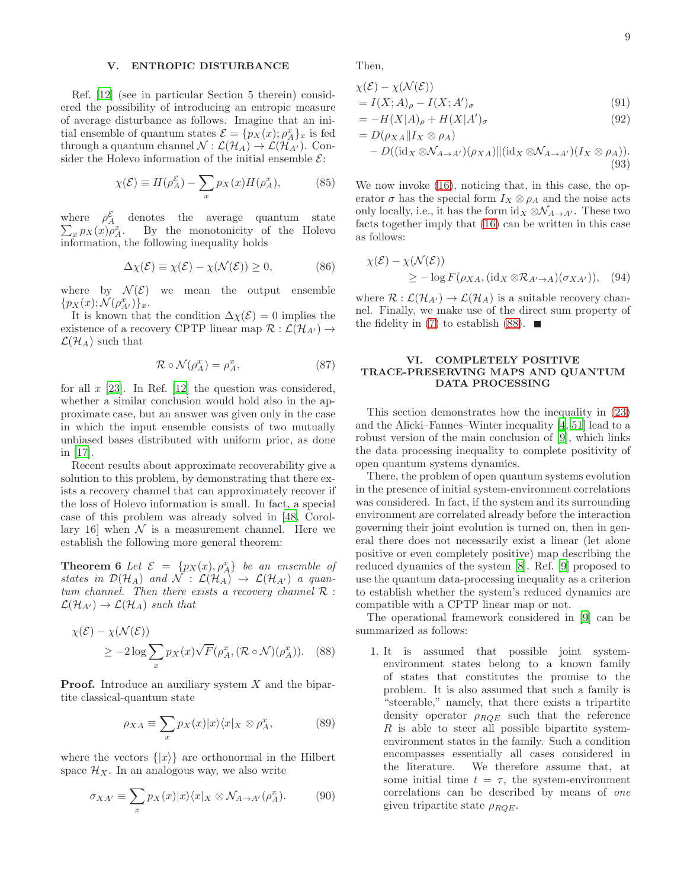## V. ENTROPIC DISTURBANCE

Ref. [12] (see in particular Section 5 therein) considered the possibility of introducing an entropic measure of average disturbance as follows. Imagine that an initial ensemble of quantum states $\mathcal{E} = \{p_X(x); \rho_A^x\}_x$ is fed through a quantum channel $\mathcal{N} : \mathcal{L}(\mathcal{H}_A) \to \mathcal{L}(\mathcal{H}_{A'})$. Consider the Holevo information of the initial ensemble $\mathcal{E}$:

$$\chi(\mathcal{E}) \equiv H(\rho_A^{\mathcal{E}}) - \sum_x p_X(x) H(\rho_A^x), \tag{85}$$

where $\rho_A^{\mathcal{E}}$ denotes the average quantum state $\sum_x p_X(x)\rho_A^x$. By the monotonicity of the Holevo information, the following inequality holds

$$\Delta\chi(\mathcal{E}) \equiv \chi(\mathcal{E}) - \chi(\mathcal{N}(\mathcal{E})) \geq 0, \tag{86}$$

where by $\mathcal{N}(\mathcal{E})$ we mean the output ensemble $\{p_X(x); \mathcal{N}(\rho_{A'}^x)\}_x$.

It is known that the condition $\Delta\chi(\mathcal{E}) = 0$ implies the existence of a recovery CPTP linear map $\mathcal{R} : \mathcal{L}(\mathcal{H}_{A'}) \to \mathcal{L}(\mathcal{H}_A)$ such that

$$\mathcal{R} \circ \mathcal{N}(\rho_A^x) = \rho_A^x, \tag{87}$$

for all $x$ [23]. In Ref. [12] the question was considered, whether a similar conclusion would hold also in the approximate case, but an answer was given only in the case in which the input ensemble consists of two mutually unbiased bases distributed with uniform prior, as done in [17].

Recent results about approximate recoverability give a solution to this problem, by demonstrating that there exists a recovery channel that can approximately recover if the loss of Holevo information is small. In fact, a special case of this problem was already solved in [48, Corollary 16] when $\mathcal{N}$ is a measurement channel. Here we establish the following more general theorem:

**Theorem 6** *Let $\mathcal{E} = \{p_X(x), \rho_A^x\}$ be an ensemble of states in $\mathcal{D}(\mathcal{H}_A)$ and $\mathcal{N} : \mathcal{L}(\mathcal{H}_A) \to \mathcal{L}(\mathcal{H}_{A'})$ a quantum channel. Then there exists a recovery channel $\mathcal{R} : \mathcal{L}(\mathcal{H}_{A'}) \to \mathcal{L}(\mathcal{H}_A)$ such that*

$$\chi(\mathcal{E}) - \chi(\mathcal{N}(\mathcal{E})) \geq -2\log \sum_x p_X(x)\sqrt{F}(\rho_A^x, (\mathcal{R}\circ\mathcal{N})(\rho_A^x)). \tag{88}$$

**Proof.** Introduce an auxiliary system $X$ and the bipartite classical-quantum state

$$\rho_{XA} \equiv \sum_x p_X(x)|x\rangle\langle x|_X \otimes \rho_A^x, \tag{89}$$

where the vectors $\{|x\rangle\}$ are orthonormal in the Hilbert space $\mathcal{H}_X$. In an analogous way, we also write

$$\sigma_{XA'} \equiv \sum_x p_X(x)|x\rangle\langle x|_X \otimes \mathcal{N}_{A\to A'}(\rho_A^x). \tag{90}$$

Then,

$$\begin{aligned}
&\chi(\mathcal{E}) - \chi(\mathcal{N}(\mathcal{E})) \\
&= I(X;A)_\rho - I(X;A')_\sigma && (91)\\
&= -H(X|A)_\rho + H(X|A')_\sigma && (92)\\
&= D(\rho_{XA}\|I_X\otimes\rho_A) \\
&\quad - D((\mathrm{id}_X\otimes\mathcal{N}_{A\to A'})(\rho_{XA})\|(\mathrm{id}_X\otimes\mathcal{N}_{A\to A'})(I_X\otimes\rho_A)). && (93)
\end{aligned}$$

We now invoke (16), noticing that, in this case, the operator $\sigma$ has the special form $I_X \otimes \rho_A$ and the noise acts only locally, i.e., it has the form $\mathrm{id}_X \otimes \mathcal{N}_{A\to A'}$. These two facts together imply that (16) can be written in this case as follows:

$$\chi(\mathcal{E}) - \chi(\mathcal{N}(\mathcal{E})) \geq -\log F(\rho_{XA}, (\mathrm{id}_X \otimes \mathcal{R}_{A'\to A})(\sigma_{XA'})), \tag{94}$$

where $\mathcal{R} : \mathcal{L}(\mathcal{H}_{A'}) \to \mathcal{L}(\mathcal{H}_A)$ is a suitable recovery channel. Finally, we make use of the direct sum property of the fidelity in (7) to establish (88). ■

## VI. COMPLETELY POSITIVE TRACE-PRESERVING MAPS AND QUANTUM DATA PROCESSING

This section demonstrates how the inequality in (23) and the Alicki–Fannes–Winter inequality [4, 51] lead to a robust version of the main conclusion of [9], which links the data processing inequality to complete positivity of open quantum systems dynamics.

There, the problem of open quantum systems evolution in the presence of initial system-environment correlations was considered. In fact, if the system and its surrounding environment are correlated already before the interaction governing their joint evolution is turned on, then in general there does not necessarily exist a linear (let alone positive or even completely positive) map describing the reduced dynamics of the system [8]. Ref. [9] proposed to use the quantum data-processing inequality as a criterion to establish whether the system's reduced dynamics are compatible with a CPTP linear map or not.

The operational framework considered in [9] can be summarized as follows:

1. It is assumed that possible joint system-environment states belong to a known family of states that constitutes the promise to the problem. It is also assumed that such a family is "steerable," namely, that there exists a tripartite density operator $\rho_{RQE}$ such that the reference $R$ is able to steer all possible bipartite system-environment states in the family. Such a condition encompasses essentially all cases considered in the literature. We therefore assume that, at some initial time $t = \tau$, the system-environment correlations can be described by means of *one* given tripartite state $\rho_{RQE}$.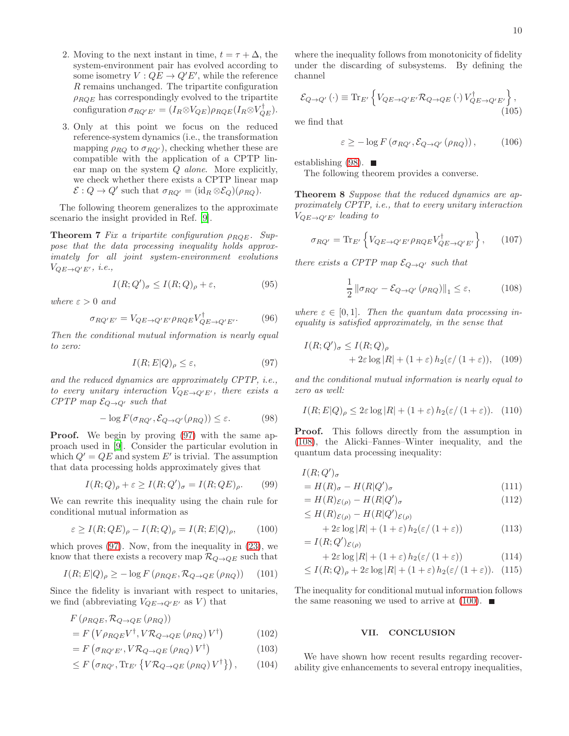2. Moving to the next instant in time, $t = \tau + \Delta$, the system-environment pair has evolved according to some isometry $V : QE \to Q'E'$, while the reference $R$ remains unchanged. The tripartite configuration $\rho_{RQE}$ has correspondingly evolved to the tripartite configuration $\sigma_{RQ'E'} = (I_R \otimes V_{QE})\rho_{RQE}(I_R \otimes V_{QE}^\dagger)$.

3. Only at this point we focus on the reduced reference-system dynamics (i.e., the transformation mapping $\rho_{RQ}$ to $\sigma_{RQ'}$), checking whether these are compatible with the application of a CPTP linear map on the system $Q$ *alone*. More explicitly, we check whether there exists a CPTP linear map $\mathcal{E} : Q \to Q'$ such that $\sigma_{RQ'} = (\mathrm{id}_R \otimes \mathcal{E}_Q)(\rho_{RQ})$.

The following theorem generalizes to the approximate scenario the insight provided in Ref. [9].

**Theorem 7** *Fix a tripartite configuration $\rho_{RQE}$. Suppose that the data processing inequality holds approximately for all joint system-environment evolutions $V_{QE\to Q'E'}$, i.e.,*

$$I(R;Q')_\sigma \leq I(R;Q)_\rho + \varepsilon, \tag{95}$$

*where $\varepsilon > 0$ and*

$$\sigma_{RQ'E'} = V_{QE\to Q'E'}\rho_{RQE}V_{QE\to Q'E'}^\dagger. \tag{96}$$

*Then the conditional mutual information is nearly equal to zero:*

$$I(R;E|Q)_\rho \leq \varepsilon, \tag{97}$$

*and the reduced dynamics are approximately CPTP, i.e., to every unitary interaction $V_{QE\to Q'E'}$, there exists a CPTP map $\mathcal{E}_{Q\to Q'}$ such that*

$$-\log F(\sigma_{RQ'}, \mathcal{E}_{Q\to Q'}(\rho_{RQ})) \leq \varepsilon. \tag{98}$$

**Proof.** We begin by proving (97) with the same approach used in [9]. Consider the particular evolution in which $Q' = QE$ and system $E'$ is trivial. The assumption that data processing holds approximately gives that

$$I(R;Q)_\rho + \varepsilon \geq I(R;Q')_\sigma = I(R;QE)_\rho. \tag{99}$$

We can rewrite this inequality using the chain rule for conditional mutual information as

$$\varepsilon \geq I(R;QE)_\rho - I(R;Q)_\rho = I(R;E|Q)_\rho, \tag{100}$$

which proves (97). Now, from the inequality in (23), we know that there exists a recovery map $\mathcal{R}_{Q\to QE}$ such that

$$I(R;E|Q)_\rho \geq -\log F\left(\rho_{RQE}, \mathcal{R}_{Q\to QE}(\rho_{RQ})\right) \tag{101}$$

Since the fidelity is invariant with respect to unitaries, we find (abbreviating $V_{QE\to Q'E'}$ as $V$) that

$$\begin{aligned}
&F\left(\rho_{RQE}, \mathcal{R}_{Q\to QE}(\rho_{RQ})\right) \\
&= F\left(V\rho_{RQE}V^\dagger, V\mathcal{R}_{Q\to QE}(\rho_{RQ})V^\dagger\right) &(102)\\
&= F\left(\sigma_{RQ'E'}, V\mathcal{R}_{Q\to QE}(\rho_{RQ})V^\dagger\right) &(103)\\
&\leq F\left(\sigma_{RQ'}, \mathrm{Tr}_{E'}\left\{V\mathcal{R}_{Q\to QE}(\rho_{RQ})V^\dagger\right\}\right), &(104)
\end{aligned}$$

where the inequality follows from monotonicity of fidelity under the discarding of subsystems. By defining the channel

$$\mathcal{E}_{Q\to Q'}(\cdot) \equiv \mathrm{Tr}_{E'}\left\{V_{QE\to Q'E'}\mathcal{R}_{Q\to QE}(\cdot)V_{QE\to Q'E'}^\dagger\right\}, \tag{105}$$

we find that

$$\varepsilon \geq -\log F\left(\sigma_{RQ'}, \mathcal{E}_{Q\to Q'}(\rho_{RQ})\right), \tag{106}$$

establishing (98). ■

The following theorem provides a converse.

**Theorem 8** *Suppose that the reduced dynamics are approximately CPTP, i.e., that to every unitary interaction $V_{QE\to Q'E'}$ leading to*

$$\sigma_{RQ'} = \mathrm{Tr}_{E'}\left\{V_{QE\to Q'E'}\rho_{RQE}V_{QE\to Q'E'}^\dagger\right\}, \tag{107}$$

*there exists a CPTP map $\mathcal{E}_{Q\to Q'}$ such that*

$$\frac{1}{2}\left\|\sigma_{RQ'} - \mathcal{E}_{Q\to Q'}(\rho_{RQ})\right\|_1 \leq \varepsilon, \tag{108}$$

*where $\varepsilon \in [0,1]$. Then the quantum data processing inequality is satisfied approximately, in the sense that*

$$\begin{aligned}
I(R;Q')_\sigma &\leq I(R;Q)_\rho \\
&\quad + 2\varepsilon\log|R| + (1+\varepsilon)\, h_2(\varepsilon/(1+\varepsilon)), \quad (109)
\end{aligned}$$

*and the conditional mutual information is nearly equal to zero as well:*

$$I(R;E|Q)_\rho \leq 2\varepsilon\log|R| + (1+\varepsilon)\, h_2(\varepsilon/(1+\varepsilon)). \tag{110}$$

**Proof.** This follows directly from the assumption in (108), the Alicki–Fannes–Winter inequality, and the quantum data processing inequality:

$$\begin{aligned}
&I(R;Q')_\sigma \\
&= H(R)_\sigma - H(R|Q')_\sigma &(111)\\
&= H(R)_{\mathcal{E}(\rho)} - H(R|Q')_\sigma &(112)\\
&\leq H(R)_{\mathcal{E}(\rho)} - H(R|Q')_{\mathcal{E}(\rho)} \\
&\qquad + 2\varepsilon\log|R| + (1+\varepsilon)\, h_2(\varepsilon/(1+\varepsilon)) &(113)\\
&= I(R;Q')_{\mathcal{E}(\rho)} \\
&\qquad + 2\varepsilon\log|R| + (1+\varepsilon)\, h_2(\varepsilon/(1+\varepsilon)) &(114)\\
&\leq I(R;Q)_\rho + 2\varepsilon\log|R| + (1+\varepsilon)\, h_2(\varepsilon/(1+\varepsilon)). &(115)
\end{aligned}$$

The inequality for conditional mutual information follows the same reasoning we used to arrive at (100). ■

## VII. CONCLUSION

We have shown how recent results regarding recoverability give enhancements to several entropy inequalities,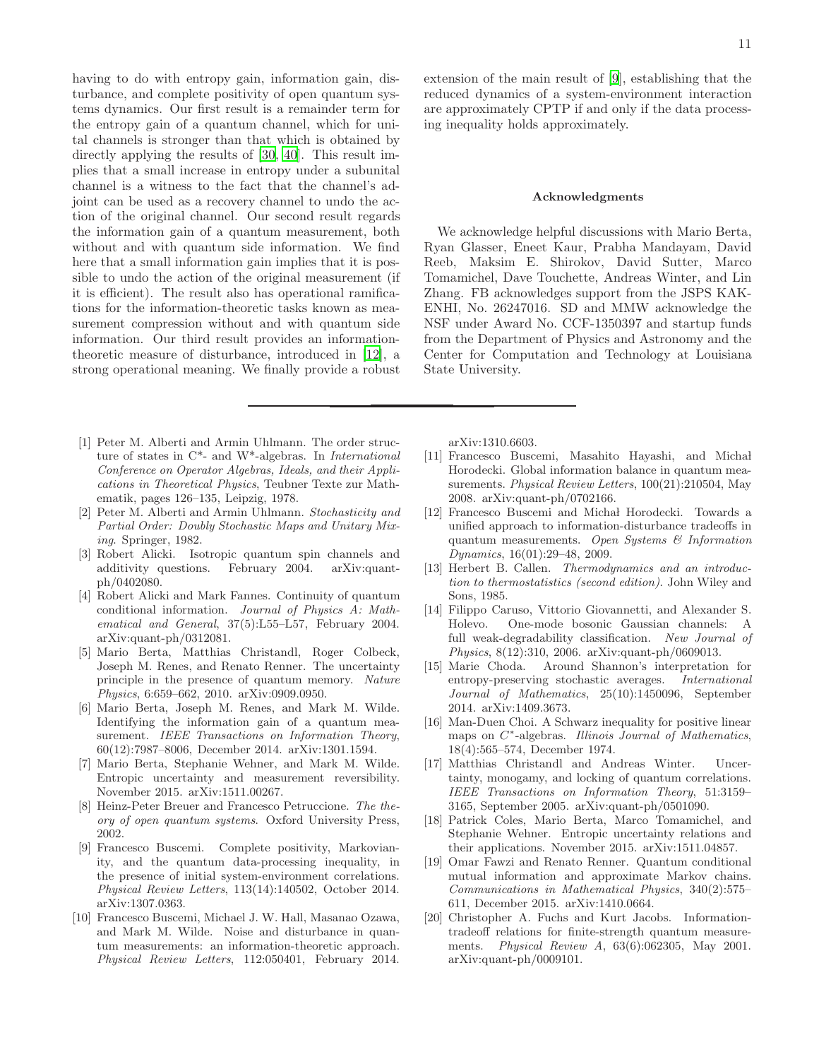having to do with entropy gain, information gain, disturbance, and complete positivity of open quantum systems dynamics. Our first result is a remainder term for the entropy gain of a quantum channel, which for unital channels is stronger than that which is obtained by directly applying the results of [30, 40]. This result implies that a small increase in entropy under a subunital channel is a witness to the fact that the channel's adjoint can be used as a recovery channel to undo the action of the original channel. Our second result regards the information gain of a quantum measurement, both without and with quantum side information. We find here that a small information gain implies that it is possible to undo the action of the original measurement (if it is efficient). The result also has operational ramifications for the information-theoretic tasks known as measurement compression without and with quantum side information. Our third result provides an information-theoretic measure of disturbance, introduced in [12], a strong operational meaning. We finally provide a robust extension of the main result of [9], establishing that the reduced dynamics of a system-environment interaction are approximately CPTP if and only if the data processing inequality holds approximately.

## Acknowledgments

We acknowledge helpful discussions with Mario Berta, Ryan Glasser, Eneet Kaur, Prabha Mandayam, David Reeb, Maksim E. Shirokov, David Sutter, Marco Tomamichel, Dave Touchette, Andreas Winter, and Lin Zhang. FB acknowledges support from the JSPS KAKENHI, No. 26247016. SD and MMW acknowledge the NSF under Award No. CCF-1350397 and startup funds from the Department of Physics and Astronomy and the Center for Computation and Technology at Louisiana State University.

---

[1] Peter M. Alberti and Armin Uhlmann. The order structure of states in C*- and W*-algebras. In *International Conference on Operator Algebras, Ideals, and their Applications in Theoretical Physics*, Teubner Texte zur Mathematik, pages 126–135, Leipzig, 1978.

[2] Peter M. Alberti and Armin Uhlmann. *Stochasticity and Partial Order: Doubly Stochastic Maps and Unitary Mixing*. Springer, 1982.

[3] Robert Alicki. Isotropic quantum spin channels and additivity questions. February 2004. arXiv:quant-ph/0402080.

[4] Robert Alicki and Mark Fannes. Continuity of quantum conditional information. *Journal of Physics A: Mathematical and General*, 37(5):L55–L57, February 2004. arXiv:quant-ph/0312081.

[5] Mario Berta, Matthias Christandl, Roger Colbeck, Joseph M. Renes, and Renato Renner. The uncertainty principle in the presence of quantum memory. *Nature Physics*, 6:659–662, 2010. arXiv:0909.0950.

[6] Mario Berta, Joseph M. Renes, and Mark M. Wilde. Identifying the information gain of a quantum measurement. *IEEE Transactions on Information Theory*, 60(12):7987–8006, December 2014. arXiv:1301.1594.

[7] Mario Berta, Stephanie Wehner, and Mark M. Wilde. Entropic uncertainty and measurement reversibility. November 2015. arXiv:1511.00267.

[8] Heinz-Peter Breuer and Francesco Petruccione. *The theory of open quantum systems*. Oxford University Press, 2002.

[9] Francesco Buscemi. Complete positivity, Markovianity, and the quantum data-processing inequality, in the presence of initial system-environment correlations. *Physical Review Letters*, 113(14):140502, October 2014. arXiv:1307.0363.

[10] Francesco Buscemi, Michael J. W. Hall, Masanao Ozawa, and Mark M. Wilde. Noise and disturbance in quantum measurements: an information-theoretic approach. *Physical Review Letters*, 112:050401, February 2014. arXiv:1310.6603.

[11] Francesco Buscemi, Masahito Hayashi, and Michał Horodecki. Global information balance in quantum measurements. *Physical Review Letters*, 100(21):210504, May 2008. arXiv:quant-ph/0702166.

[12] Francesco Buscemi and Michał Horodecki. Towards a unified approach to information-disturbance tradeoffs in quantum measurements. *Open Systems & Information Dynamics*, 16(01):29–48, 2009.

[13] Herbert B. Callen. *Thermodynamics and an introduction to thermostatistics (second edition)*. John Wiley and Sons, 1985.

[14] Filippo Caruso, Vittorio Giovannetti, and Alexander S. Holevo. One-mode bosonic Gaussian channels: A full weak-degradability classification. *New Journal of Physics*, 8(12):310, 2006. arXiv:quant-ph/0609013.

[15] Marie Choda. Around Shannon's interpretation for entropy-preserving stochastic averages. *International Journal of Mathematics*, 25(10):1450096, September 2014. arXiv:1409.3673.

[16] Man-Duen Choi. A Schwarz inequality for positive linear maps on $C^*$-algebras. *Illinois Journal of Mathematics*, 18(4):565–574, December 1974.

[17] Matthias Christandl and Andreas Winter. Uncertainty, monogamy, and locking of quantum correlations. *IEEE Transactions on Information Theory*, 51:3159–3165, September 2005. arXiv:quant-ph/0501090.

[18] Patrick Coles, Mario Berta, Marco Tomamichel, and Stephanie Wehner. Entropic uncertainty relations and their applications. November 2015. arXiv:1511.04857.

[19] Omar Fawzi and Renato Renner. Quantum conditional mutual information and approximate Markov chains. *Communications in Mathematical Physics*, 340(2):575–611, December 2015. arXiv:1410.0664.

[20] Christopher A. Fuchs and Kurt Jacobs. Information-tradeoff relations for finite-strength quantum measurements. *Physical Review A*, 63(6):062305, May 2001. arXiv:quant-ph/0009101.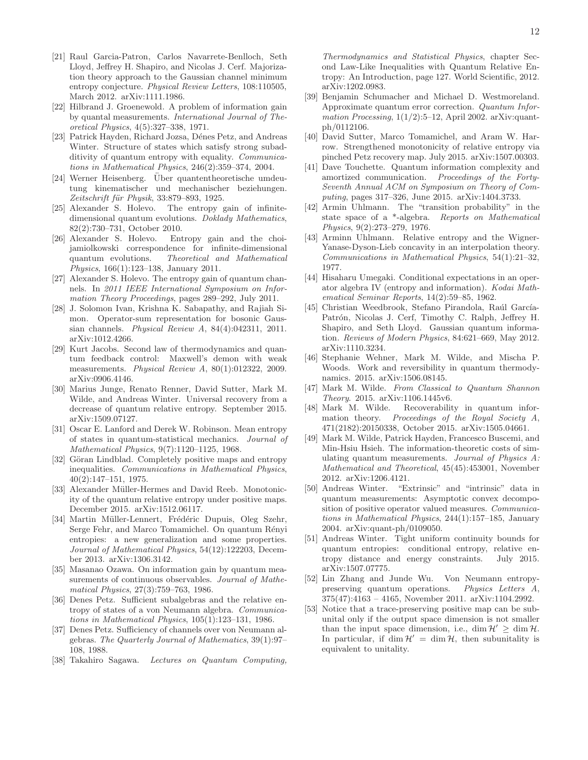[21] Raul Garcia-Patron, Carlos Navarrete-Benlloch, Seth Lloyd, Jeffrey H. Shapiro, and Nicolas J. Cerf. Majorization theory approach to the Gaussian channel minimum entropy conjecture. *Physical Review Letters*, 108:110505, March 2012. arXiv:1111.1986.

[22] Hilbrand J. Groenewold. A problem of information gain by quantal measurements. *International Journal of Theoretical Physics*, 4(5):327–338, 1971.

[23] Patrick Hayden, Richard Jozsa, Dénes Petz, and Andreas Winter. Structure of states which satisfy strong subadditivity of quantum entropy with equality. *Communications in Mathematical Physics*, 246(2):359–374, 2004.

[24] Werner Heisenberg. Über quantentheoretische umdeutung kinematischer und mechanischer beziehungen. *Zeitschrift für Physik*, 33:879–893, 1925.

[25] Alexander S. Holevo. The entropy gain of infinite-dimensional quantum evolutions. *Doklady Mathematics*, 82(2):730–731, October 2010.

[26] Alexander S. Holevo. Entropy gain and the choi-jamiolkowski correspondence for infinite-dimensional quantum evolutions. *Theoretical and Mathematical Physics*, 166(1):123–138, January 2011.

[27] Alexander S. Holevo. The entropy gain of quantum channels. In *2011 IEEE International Symposium on Information Theory Proceedings*, pages 289–292, July 2011.

[28] J. Solomon Ivan, Krishna K. Sabapathy, and Rajiah Simon. Operator-sum representation for bosonic Gaussian channels. *Physical Review A*, 84(4):042311, 2011. arXiv:1012.4266.

[29] Kurt Jacobs. Second law of thermodynamics and quantum feedback control: Maxwell's demon with weak measurements. *Physical Review A*, 80(1):012322, 2009. arXiv:0906.4146.

[30] Marius Junge, Renato Renner, David Sutter, Mark M. Wilde, and Andreas Winter. Universal recovery from a decrease of quantum relative entropy. September 2015. arXiv:1509.07127.

[31] Oscar E. Lanford and Derek W. Robinson. Mean entropy of states in quantum-statistical mechanics. *Journal of Mathematical Physics*, 9(7):1120–1125, 1968.

[32] Göran Lindblad. Completely positive maps and entropy inequalities. *Communications in Mathematical Physics*, 40(2):147–151, 1975.

[33] Alexander Müller-Hermes and David Reeb. Monotonicity of the quantum relative entropy under positive maps. December 2015. arXiv:1512.06117.

[34] Martin Müller-Lennert, Frédéric Dupuis, Oleg Szehr, Serge Fehr, and Marco Tomamichel. On quantum Rényi entropies: a new generalization and some properties. *Journal of Mathematical Physics*, 54(12):122203, December 2013. arXiv:1306.3142.

[35] Masanao Ozawa. On information gain by quantum measurements of continuous observables. *Journal of Mathematical Physics*, 27(3):759–763, 1986.

[36] Denes Petz. Sufficient subalgebras and the relative entropy of states of a von Neumann algebra. *Communications in Mathematical Physics*, 105(1):123–131, 1986.

[37] Denes Petz. Sufficiency of channels over von Neumann algebras. *The Quarterly Journal of Mathematics*, 39(1):97–108, 1988.

[38] Takahiro Sagawa. *Lectures on Quantum Computing, Thermodynamics and Statistical Physics*, chapter Second Law-Like Inequalities with Quantum Relative Entropy: An Introduction, page 127. World Scientific, 2012. arXiv:1202.0983.

[39] Benjamin Schumacher and Michael D. Westmoreland. Approximate quantum error correction. *Quantum Information Processing*, 1(1/2):5–12, April 2002. arXiv:quant-ph/0112106.

[40] David Sutter, Marco Tomamichel, and Aram W. Harrow. Strengthened monotonicity of relative entropy via pinched Petz recovery map. July 2015. arXiv:1507.00303.

[41] Dave Touchette. Quantum information complexity and amortized communication. *Proceedings of the Forty-Seventh Annual ACM on Symposium on Theory of Computing*, pages 317–326, June 2015. arXiv:1404.3733.

[42] Armin Uhlmann. The "transition probability" in the state space of a *-algebra. *Reports on Mathematical Physics*, 9(2):273–279, 1976.

[43] Arminn Uhlmann. Relative entropy and the Wigner-Yanase-Dyson-Lieb concavity in an interpolation theory. *Communications in Mathematical Physics*, 54(1):21–32, 1977.

[44] Hisaharu Umegaki. Conditional expectations in an operator algebra IV (entropy and information). *Kodai Mathematical Seminar Reports*, 14(2):59–85, 1962.

[45] Christian Weedbrook, Stefano Pirandola, Raúl García-Patrón, Nicolas J. Cerf, Timothy C. Ralph, Jeffrey H. Shapiro, and Seth Lloyd. Gaussian quantum information. *Reviews of Modern Physics*, 84:621–669, May 2012. arXiv:1110.3234.

[46] Stephanie Wehner, Mark M. Wilde, and Mischa P. Woods. Work and reversibility in quantum thermodynamics. 2015. arXiv:1506.08145.

[47] Mark M. Wilde. *From Classical to Quantum Shannon Theory*. 2015. arXiv:1106.1445v6.

[48] Mark M. Wilde. Recoverability in quantum information theory. *Proceedings of the Royal Society A*, 471(2182):20150338, October 2015. arXiv:1505.04661.

[49] Mark M. Wilde, Patrick Hayden, Francesco Buscemi, and Min-Hsiu Hsieh. The information-theoretic costs of simulating quantum measurements. *Journal of Physics A: Mathematical and Theoretical*, 45(45):453001, November 2012. arXiv:1206.4121.

[50] Andreas Winter. "Extrinsic" and "intrinsic" data in quantum measurements: Asymptotic convex decomposition of positive operator valued measures. *Communications in Mathematical Physics*, 244(1):157–185, January 2004. arXiv:quant-ph/0109050.

[51] Andreas Winter. Tight uniform continuity bounds for quantum entropies: conditional entropy, relative entropy distance and energy constraints. July 2015. arXiv:1507.07775.

[52] Lin Zhang and Junde Wu. Von Neumann entropy-preserving quantum operations. *Physics Letters A*, 375(47):4163 – 4165, November 2011. arXiv:1104.2992.

[53] Notice that a trace-preserving positive map can be subunital only if the output space dimension is not smaller than the input space dimension, i.e., $\dim \mathcal{H}' \geq \dim \mathcal{H}$. In particular, if $\dim \mathcal{H}' = \dim \mathcal{H}$, then subunitality is equivalent to unitality.